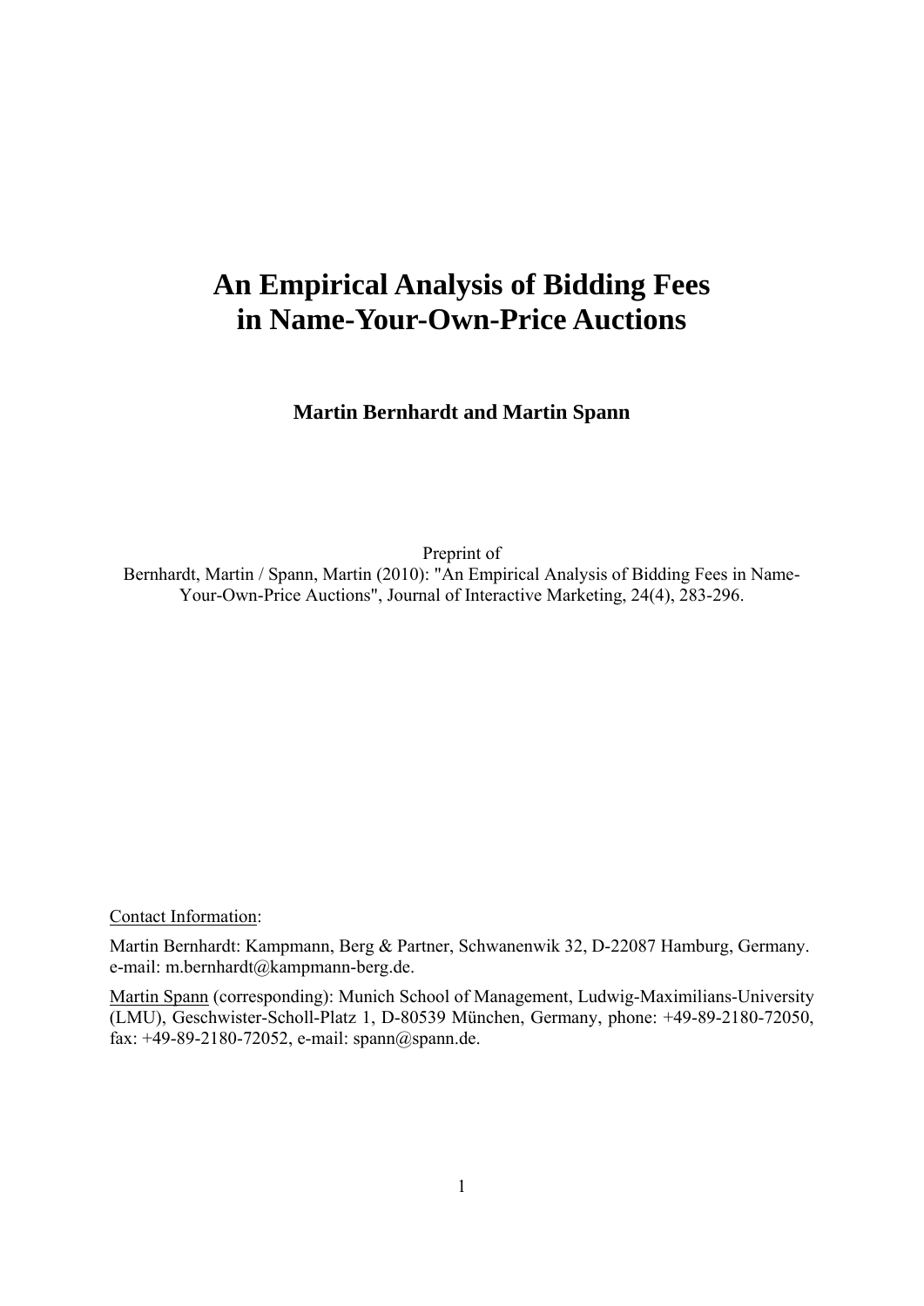# An Empirical Analysis of Bidding Fees in Name-Your-Own-Price Auctions

**Martin Bernhardt and Martin Spann**

Preprint of
Bernhardt, Martin / Spann, Martin (2010): "An Empirical Analysis of Bidding Fees in Name-Your-Own-Price Auctions", Journal of Interactive Marketing, 24(4), 283-296.

Contact Information:

Martin Bernhardt: Kampmann, Berg & Partner, Schwanenwik 32, D-22087 Hamburg, Germany. e-mail: m.bernhardt@kampmann-berg.de.

Martin Spann (corresponding): Munich School of Management, Ludwig-Maximilians-University (LMU), Geschwister-Scholl-Platz 1, D-80539 München, Germany, phone: +49-89-2180-72050, fax: +49-89-2180-72052, e-mail: spann@spann.de.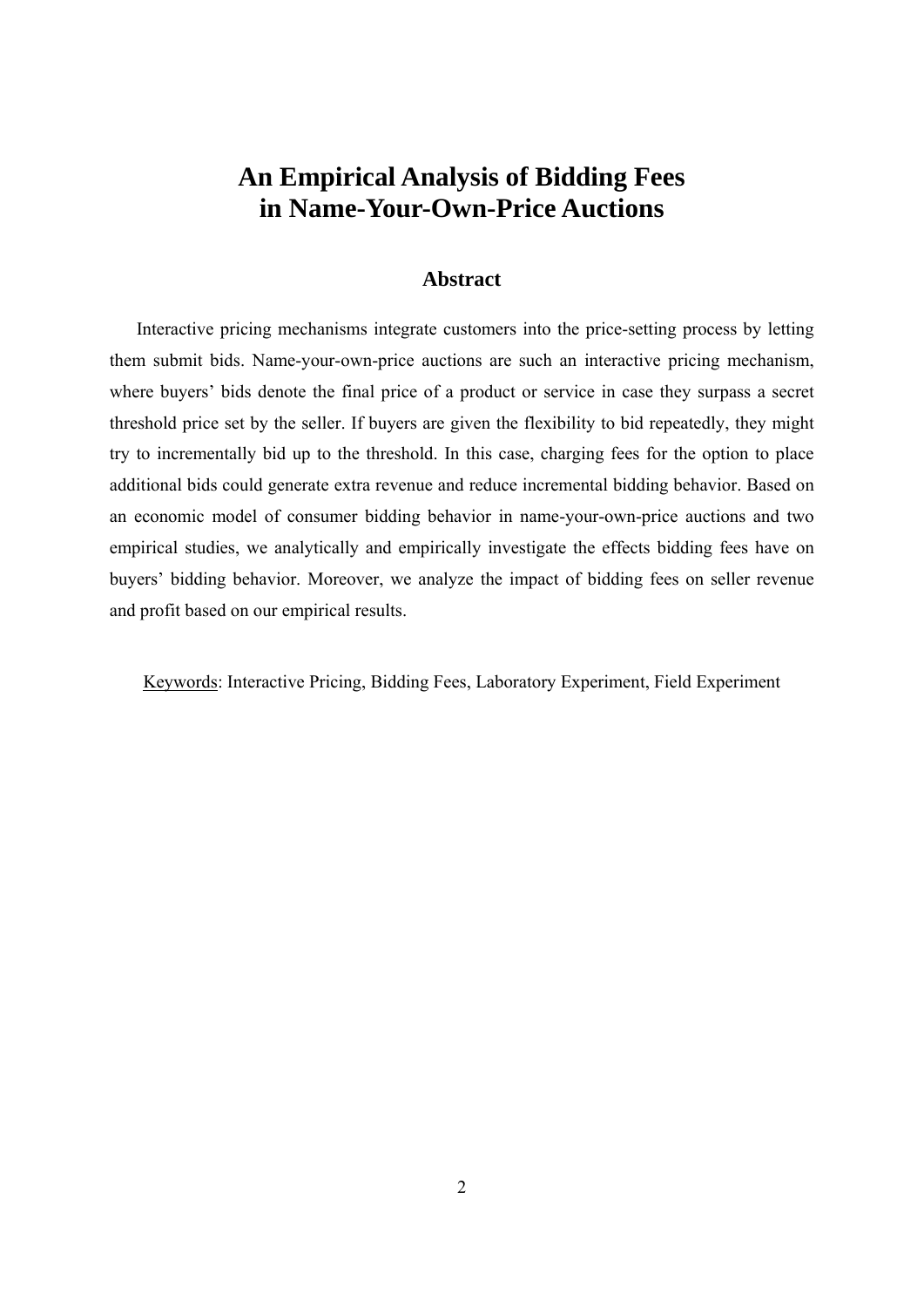# An Empirical Analysis of Bidding Fees in Name-Your-Own-Price Auctions

## Abstract

Interactive pricing mechanisms integrate customers into the price-setting process by letting them submit bids. Name-your-own-price auctions are such an interactive pricing mechanism, where buyers' bids denote the final price of a product or service in case they surpass a secret threshold price set by the seller. If buyers are given the flexibility to bid repeatedly, they might try to incrementally bid up to the threshold. In this case, charging fees for the option to place additional bids could generate extra revenue and reduce incremental bidding behavior. Based on an economic model of consumer bidding behavior in name-your-own-price auctions and two empirical studies, we analytically and empirically investigate the effects bidding fees have on buyers' bidding behavior. Moreover, we analyze the impact of bidding fees on seller revenue and profit based on our empirical results.

Keywords: Interactive Pricing, Bidding Fees, Laboratory Experiment, Field Experiment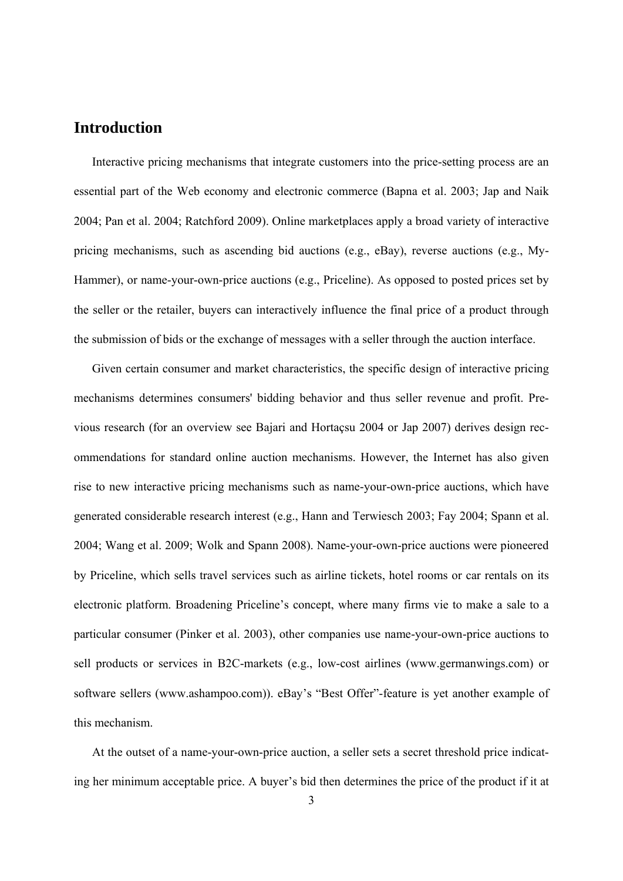# Introduction

Interactive pricing mechanisms that integrate customers into the price-setting process are an essential part of the Web economy and electronic commerce (Bapna et al. 2003; Jap and Naik 2004; Pan et al. 2004; Ratchford 2009). Online marketplaces apply a broad variety of interactive pricing mechanisms, such as ascending bid auctions (e.g., eBay), reverse auctions (e.g., My-Hammer), or name-your-own-price auctions (e.g., Priceline). As opposed to posted prices set by the seller or the retailer, buyers can interactively influence the final price of a product through the submission of bids or the exchange of messages with a seller through the auction interface.

Given certain consumer and market characteristics, the specific design of interactive pricing mechanisms determines consumers' bidding behavior and thus seller revenue and profit. Previous research (for an overview see Bajari and Hortaçsu 2004 or Jap 2007) derives design recommendations for standard online auction mechanisms. However, the Internet has also given rise to new interactive pricing mechanisms such as name-your-own-price auctions, which have generated considerable research interest (e.g., Hann and Terwiesch 2003; Fay 2004; Spann et al. 2004; Wang et al. 2009; Wolk and Spann 2008). Name-your-own-price auctions were pioneered by Priceline, which sells travel services such as airline tickets, hotel rooms or car rentals on its electronic platform. Broadening Priceline's concept, where many firms vie to make a sale to a particular consumer (Pinker et al. 2003), other companies use name-your-own-price auctions to sell products or services in B2C-markets (e.g., low-cost airlines (www.germanwings.com) or software sellers (www.ashampoo.com)). eBay's "Best Offer"-feature is yet another example of this mechanism.

At the outset of a name-your-own-price auction, a seller sets a secret threshold price indicating her minimum acceptable price. A buyer's bid then determines the price of the product if it at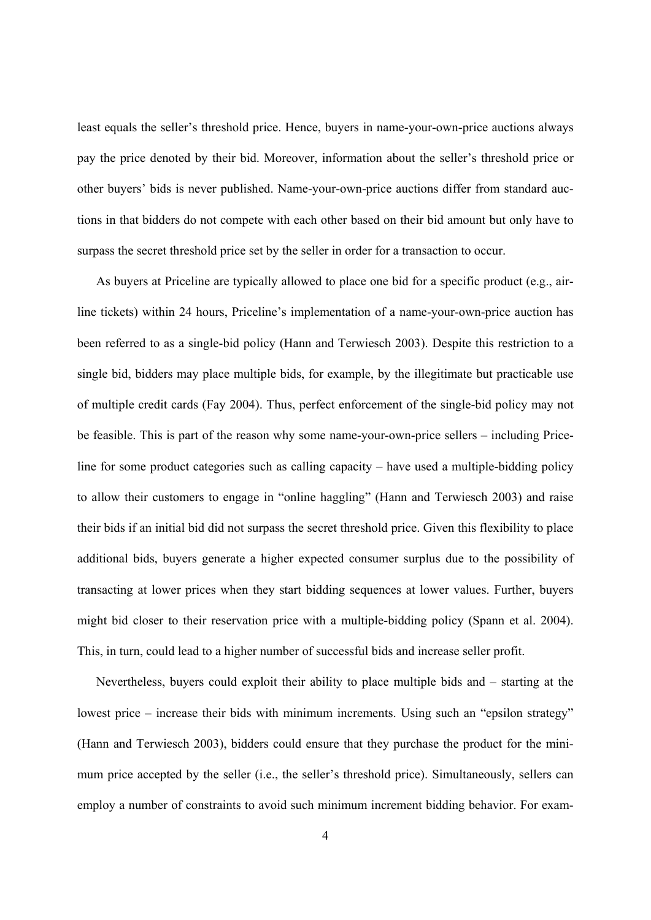least equals the seller's threshold price. Hence, buyers in name-your-own-price auctions always pay the price denoted by their bid. Moreover, information about the seller's threshold price or other buyers' bids is never published. Name-your-own-price auctions differ from standard auctions in that bidders do not compete with each other based on their bid amount but only have to surpass the secret threshold price set by the seller in order for a transaction to occur.

As buyers at Priceline are typically allowed to place one bid for a specific product (e.g., airline tickets) within 24 hours, Priceline's implementation of a name-your-own-price auction has been referred to as a single-bid policy (Hann and Terwiesch 2003). Despite this restriction to a single bid, bidders may place multiple bids, for example, by the illegitimate but practicable use of multiple credit cards (Fay 2004). Thus, perfect enforcement of the single-bid policy may not be feasible. This is part of the reason why some name-your-own-price sellers – including Priceline for some product categories such as calling capacity – have used a multiple-bidding policy to allow their customers to engage in "online haggling" (Hann and Terwiesch 2003) and raise their bids if an initial bid did not surpass the secret threshold price. Given this flexibility to place additional bids, buyers generate a higher expected consumer surplus due to the possibility of transacting at lower prices when they start bidding sequences at lower values. Further, buyers might bid closer to their reservation price with a multiple-bidding policy (Spann et al. 2004). This, in turn, could lead to a higher number of successful bids and increase seller profit.

Nevertheless, buyers could exploit their ability to place multiple bids and – starting at the lowest price – increase their bids with minimum increments. Using such an "epsilon strategy" (Hann and Terwiesch 2003), bidders could ensure that they purchase the product for the minimum price accepted by the seller (i.e., the seller's threshold price). Simultaneously, sellers can employ a number of constraints to avoid such minimum increment bidding behavior. For exam-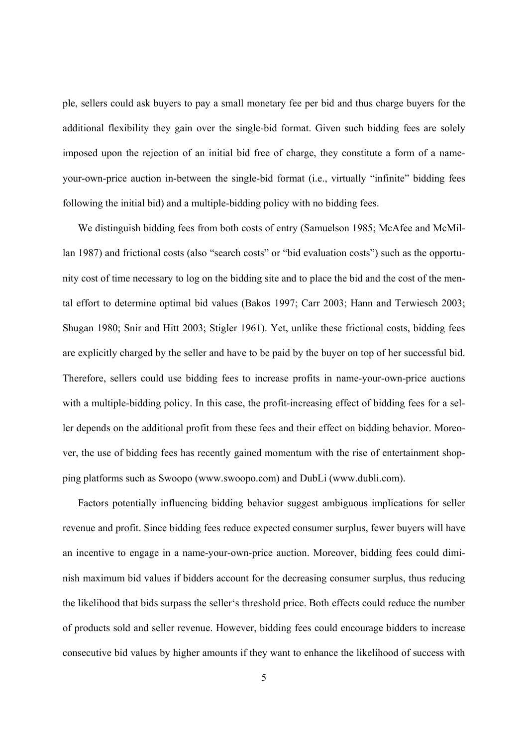ple, sellers could ask buyers to pay a small monetary fee per bid and thus charge buyers for the additional flexibility they gain over the single-bid format. Given such bidding fees are solely imposed upon the rejection of an initial bid free of charge, they constitute a form of a name-your-own-price auction in-between the single-bid format (i.e., virtually "infinite" bidding fees following the initial bid) and a multiple-bidding policy with no bidding fees.

We distinguish bidding fees from both costs of entry (Samuelson 1985; McAfee and McMillan 1987) and frictional costs (also "search costs" or "bid evaluation costs") such as the opportunity cost of time necessary to log on the bidding site and to place the bid and the cost of the mental effort to determine optimal bid values (Bakos 1997; Carr 2003; Hann and Terwiesch 2003; Shugan 1980; Snir and Hitt 2003; Stigler 1961). Yet, unlike these frictional costs, bidding fees are explicitly charged by the seller and have to be paid by the buyer on top of her successful bid. Therefore, sellers could use bidding fees to increase profits in name-your-own-price auctions with a multiple-bidding policy. In this case, the profit-increasing effect of bidding fees for a seller depends on the additional profit from these fees and their effect on bidding behavior. Moreover, the use of bidding fees has recently gained momentum with the rise of entertainment shopping platforms such as Swoopo (www.swoopo.com) and DubLi (www.dubli.com).

Factors potentially influencing bidding behavior suggest ambiguous implications for seller revenue and profit. Since bidding fees reduce expected consumer surplus, fewer buyers will have an incentive to engage in a name-your-own-price auction. Moreover, bidding fees could diminish maximum bid values if bidders account for the decreasing consumer surplus, thus reducing the likelihood that bids surpass the seller's threshold price. Both effects could reduce the number of products sold and seller revenue. However, bidding fees could encourage bidders to increase consecutive bid values by higher amounts if they want to enhance the likelihood of success with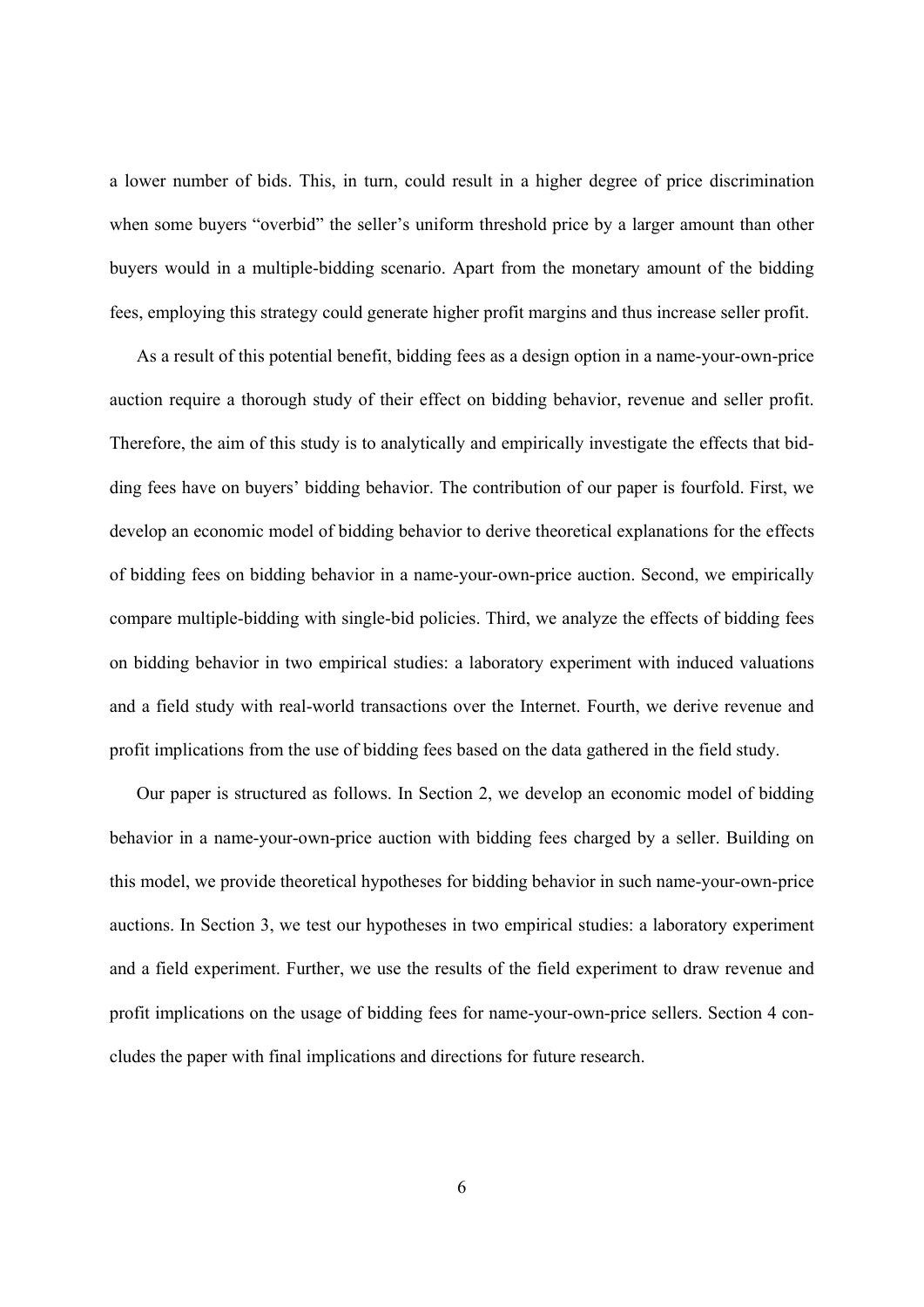a lower number of bids. This, in turn, could result in a higher degree of price discrimination when some buyers "overbid" the seller's uniform threshold price by a larger amount than other buyers would in a multiple-bidding scenario. Apart from the monetary amount of the bidding fees, employing this strategy could generate higher profit margins and thus increase seller profit.

As a result of this potential benefit, bidding fees as a design option in a name-your-own-price auction require a thorough study of their effect on bidding behavior, revenue and seller profit. Therefore, the aim of this study is to analytically and empirically investigate the effects that bidding fees have on buyers' bidding behavior. The contribution of our paper is fourfold. First, we develop an economic model of bidding behavior to derive theoretical explanations for the effects of bidding fees on bidding behavior in a name-your-own-price auction. Second, we empirically compare multiple-bidding with single-bid policies. Third, we analyze the effects of bidding fees on bidding behavior in two empirical studies: a laboratory experiment with induced valuations and a field study with real-world transactions over the Internet. Fourth, we derive revenue and profit implications from the use of bidding fees based on the data gathered in the field study.

Our paper is structured as follows. In Section 2, we develop an economic model of bidding behavior in a name-your-own-price auction with bidding fees charged by a seller. Building on this model, we provide theoretical hypotheses for bidding behavior in such name-your-own-price auctions. In Section 3, we test our hypotheses in two empirical studies: a laboratory experiment and a field experiment. Further, we use the results of the field experiment to draw revenue and profit implications on the usage of bidding fees for name-your-own-price sellers. Section 4 concludes the paper with final implications and directions for future research.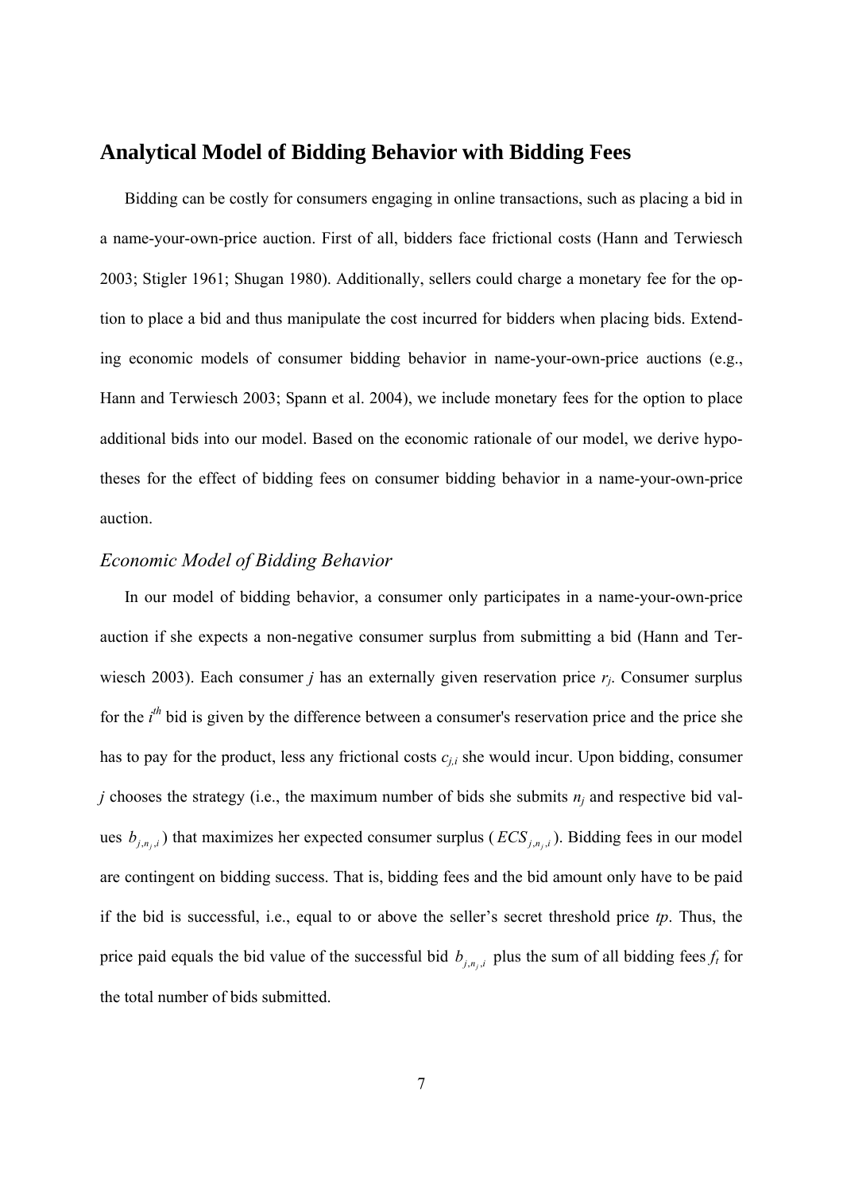## Analytical Model of Bidding Behavior with Bidding Fees

Bidding can be costly for consumers engaging in online transactions, such as placing a bid in a name-your-own-price auction. First of all, bidders face frictional costs (Hann and Terwiesch 2003; Stigler 1961; Shugan 1980). Additionally, sellers could charge a monetary fee for the option to place a bid and thus manipulate the cost incurred for bidders when placing bids. Extending economic models of consumer bidding behavior in name-your-own-price auctions (e.g., Hann and Terwiesch 2003; Spann et al. 2004), we include monetary fees for the option to place additional bids into our model. Based on the economic rationale of our model, we derive hypotheses for the effect of bidding fees on consumer bidding behavior in a name-your-own-price auction.

### *Economic Model of Bidding Behavior*

In our model of bidding behavior, a consumer only participates in a name-your-own-price auction if she expects a non-negative consumer surplus from submitting a bid (Hann and Terwiesch 2003). Each consumer *j* has an externally given reservation price $r_j$. Consumer surplus for the $i^{th}$ bid is given by the difference between a consumer's reservation price and the price she has to pay for the product, less any frictional costs $c_{j,i}$ she would incur. Upon bidding, consumer *j* chooses the strategy (i.e., the maximum number of bids she submits $n_j$ and respective bid values $b_{j,n_j,i}$) that maximizes her expected consumer surplus ($ECS_{j,n_j,i}$). Bidding fees in our model are contingent on bidding success. That is, bidding fees and the bid amount only have to be paid if the bid is successful, i.e., equal to or above the seller's secret threshold price *tp*. Thus, the price paid equals the bid value of the successful bid $b_{j,n_j,i}$ plus the sum of all bidding fees $f_t$ for the total number of bids submitted.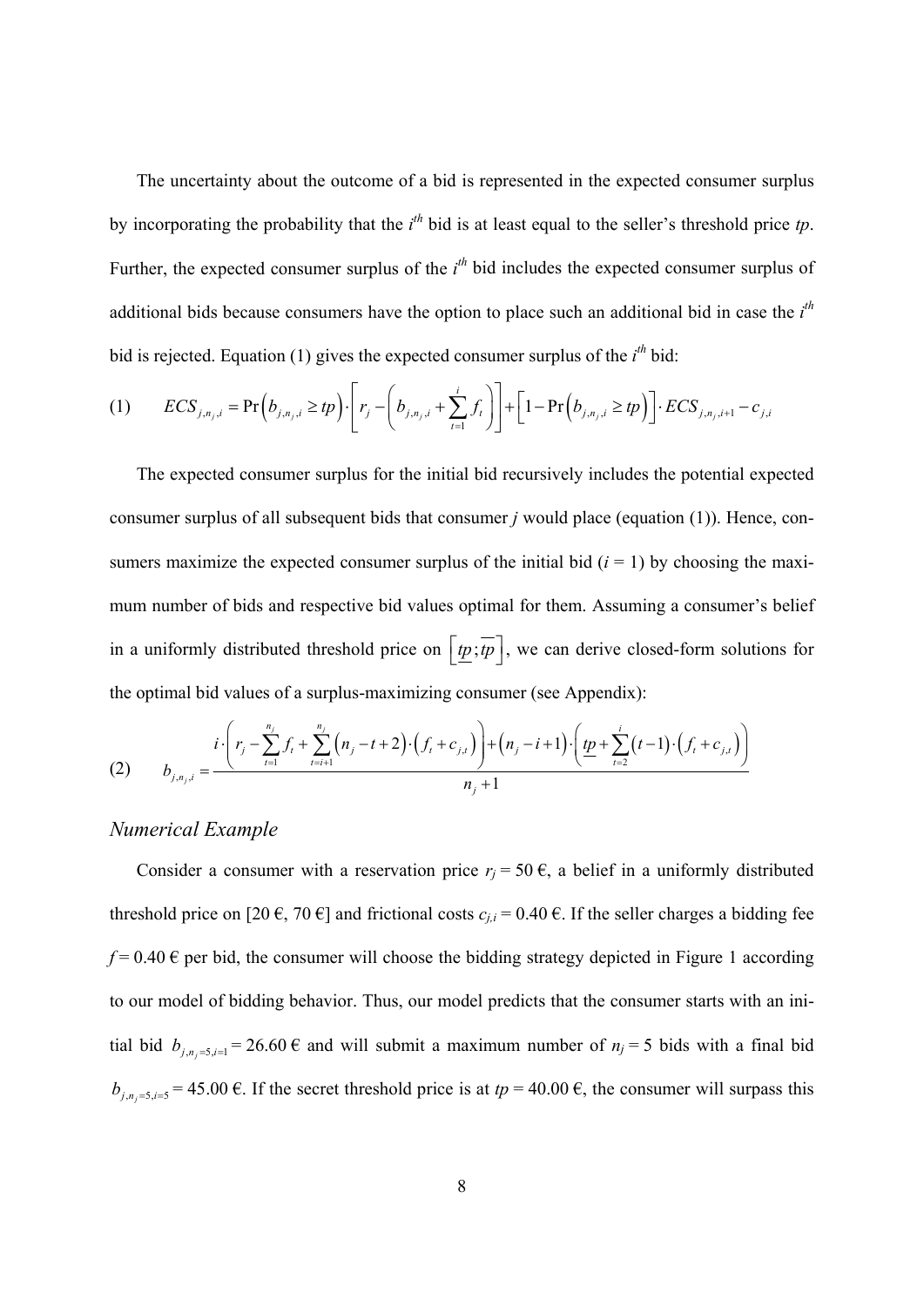The uncertainty about the outcome of a bid is represented in the expected consumer surplus by incorporating the probability that the $i^{th}$ bid is at least equal to the seller's threshold price $tp$. Further, the expected consumer surplus of the $i^{th}$ bid includes the expected consumer surplus of additional bids because consumers have the option to place such an additional bid in case the $i^{th}$ bid is rejected. Equation (1) gives the expected consumer surplus of the $i^{th}$ bid:

$$
(1) \qquad ECS_{j,n_j,i} = \Pr\left(b_{j,n_j,i} \geq tp\right) \cdot \left[ r_j - \left( b_{j,n_j,i} + \sum_{t=1}^{i} f_t \right) \right] + \left[ 1 - \Pr\left(b_{j,n_j,i} \geq tp\right) \right] \cdot ECS_{j,n_j,i+1} - c_{j,i}
$$

The expected consumer surplus for the initial bid recursively includes the potential expected consumer surplus of all subsequent bids that consumer $j$ would place (equation (1)). Hence, consumers maximize the expected consumer surplus of the initial bid ($i = 1$) by choosing the maximum number of bids and respective bid values optimal for them. Assuming a consumer's belief in a uniformly distributed threshold price on $\left[\underline{tp};\overline{tp}\right]$, we can derive closed-form solutions for the optimal bid values of a surplus-maximizing consumer (see Appendix):

$$
(2) \qquad b_{j,n_j,i} = \frac{i \cdot \left( r_j - \sum_{t=1}^{n_j} f_t + \sum_{t=i+1}^{n_j} \left(n_j - t + 2\right) \cdot \left(f_t + c_{j,t}\right) \right) + \left(n_j - i + 1\right) \cdot \left( \underline{tp} + \sum_{t=2}^{i} (t-1) \cdot \left(f_t + c_{j,t}\right) \right)}{n_j + 1}
$$

### *Numerical Example*

Consider a consumer with a reservation price $r_j = 50$ €, a belief in a uniformly distributed threshold price on [20 €, 70 €] and frictional costs $c_{j,i} = 0.40$ €. If the seller charges a bidding fee $f = 0.40$ € per bid, the consumer will choose the bidding strategy depicted in Figure 1 according to our model of bidding behavior. Thus, our model predicts that the consumer starts with an initial bid $b_{j,n_j=5,i=1} = 26.60$ € and will submit a maximum number of $n_j = 5$ bids with a final bid $b_{j,n_j=5,i=5} = 45.00$ €. If the secret threshold price is at $tp = 40.00$ €, the consumer will surpass this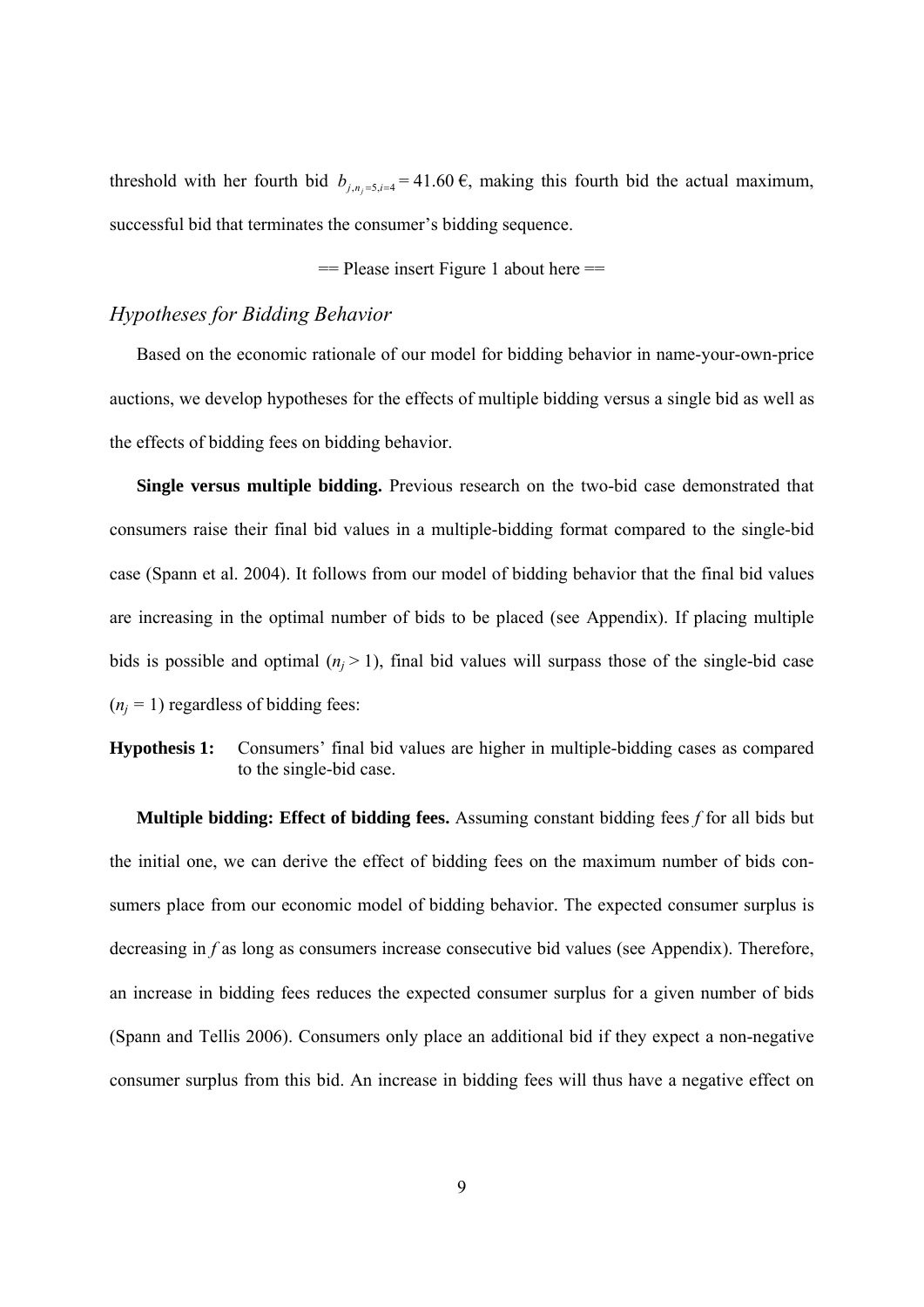threshold with her fourth bid $b_{j,n_j=5,i=4} = 41.60$ €, making this fourth bid the actual maximum, successful bid that terminates the consumer's bidding sequence.

== Please insert Figure 1 about here ==

### *Hypotheses for Bidding Behavior*

Based on the economic rationale of our model for bidding behavior in name-your-own-price auctions, we develop hypotheses for the effects of multiple bidding versus a single bid as well as the effects of bidding fees on bidding behavior.

**Single versus multiple bidding.** Previous research on the two-bid case demonstrated that consumers raise their final bid values in a multiple-bidding format compared to the single-bid case (Spann et al. 2004). It follows from our model of bidding behavior that the final bid values are increasing in the optimal number of bids to be placed (see Appendix). If placing multiple bids is possible and optimal ($n_j > 1$), final bid values will surpass those of the single-bid case ($n_j = 1$) regardless of bidding fees:

**Hypothesis 1:** Consumers' final bid values are higher in multiple-bidding cases as compared to the single-bid case.

**Multiple bidding: Effect of bidding fees.** Assuming constant bidding fees $f$ for all bids but the initial one, we can derive the effect of bidding fees on the maximum number of bids consumers place from our economic model of bidding behavior. The expected consumer surplus is decreasing in $f$ as long as consumers increase consecutive bid values (see Appendix). Therefore, an increase in bidding fees reduces the expected consumer surplus for a given number of bids (Spann and Tellis 2006). Consumers only place an additional bid if they expect a non-negative consumer surplus from this bid. An increase in bidding fees will thus have a negative effect on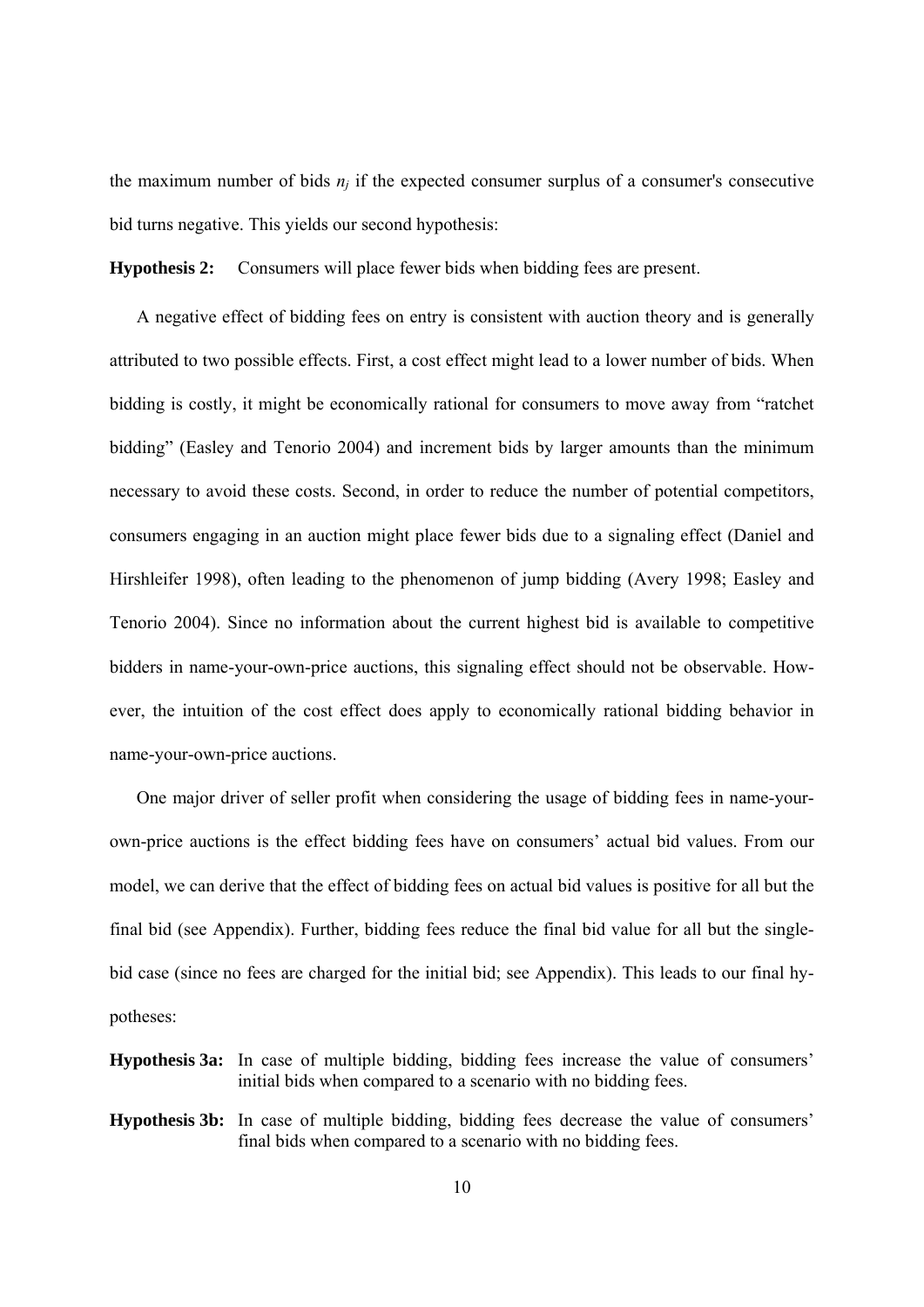the maximum number of bids $n_j$ if the expected consumer surplus of a consumer's consecutive bid turns negative. This yields our second hypothesis:

**Hypothesis 2:** Consumers will place fewer bids when bidding fees are present.

A negative effect of bidding fees on entry is consistent with auction theory and is generally attributed to two possible effects. First, a cost effect might lead to a lower number of bids. When bidding is costly, it might be economically rational for consumers to move away from "ratchet bidding" (Easley and Tenorio 2004) and increment bids by larger amounts than the minimum necessary to avoid these costs. Second, in order to reduce the number of potential competitors, consumers engaging in an auction might place fewer bids due to a signaling effect (Daniel and Hirshleifer 1998), often leading to the phenomenon of jump bidding (Avery 1998; Easley and Tenorio 2004). Since no information about the current highest bid is available to competitive bidders in name-your-own-price auctions, this signaling effect should not be observable. However, the intuition of the cost effect does apply to economically rational bidding behavior in name-your-own-price auctions.

One major driver of seller profit when considering the usage of bidding fees in name-your-own-price auctions is the effect bidding fees have on consumers' actual bid values. From our model, we can derive that the effect of bidding fees on actual bid values is positive for all but the final bid (see Appendix). Further, bidding fees reduce the final bid value for all but the single-bid case (since no fees are charged for the initial bid; see Appendix). This leads to our final hypotheses:

**Hypothesis 3a:** In case of multiple bidding, bidding fees increase the value of consumers' initial bids when compared to a scenario with no bidding fees.

**Hypothesis 3b:** In case of multiple bidding, bidding fees decrease the value of consumers' final bids when compared to a scenario with no bidding fees.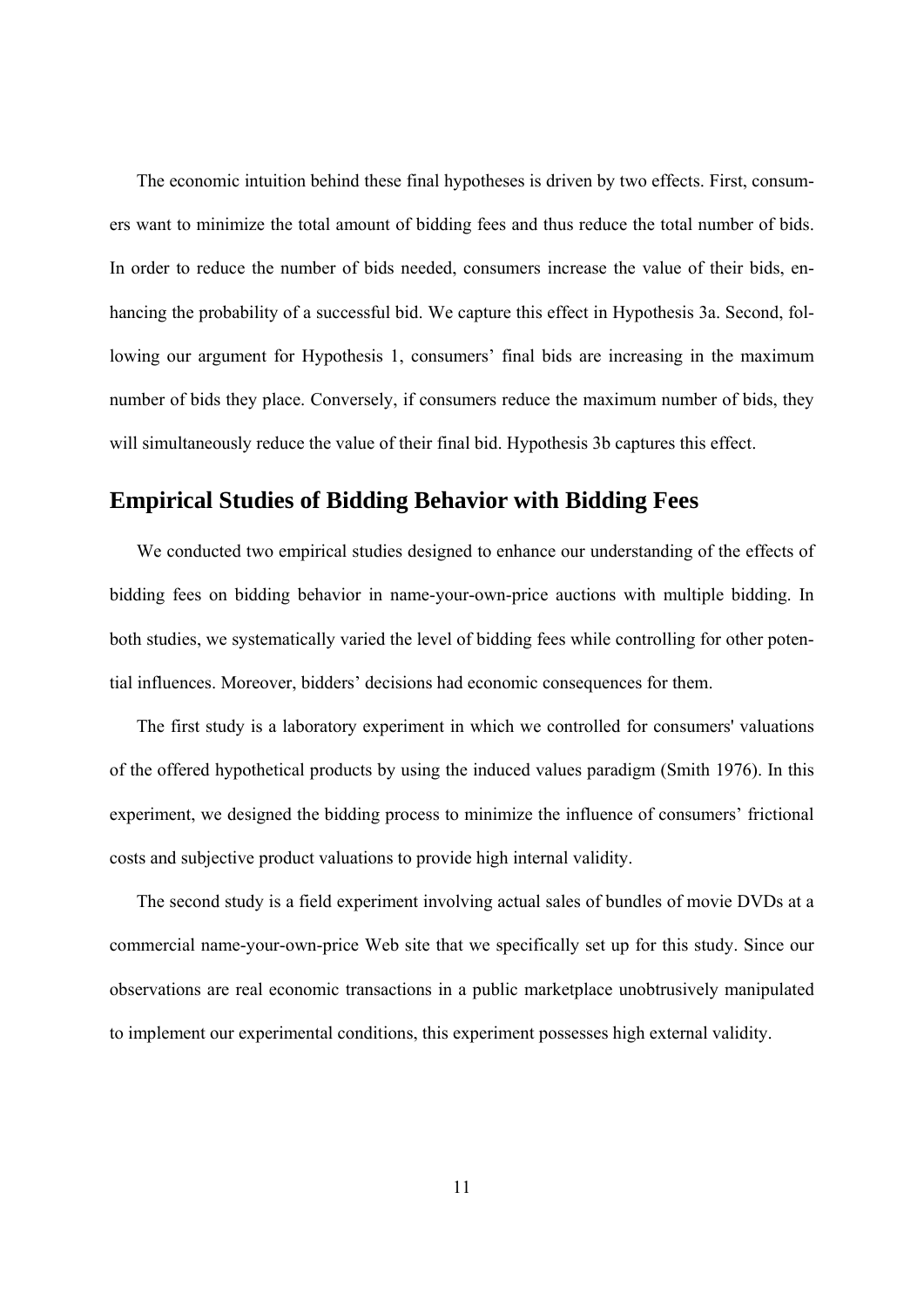The economic intuition behind these final hypotheses is driven by two effects. First, consumers want to minimize the total amount of bidding fees and thus reduce the total number of bids. In order to reduce the number of bids needed, consumers increase the value of their bids, enhancing the probability of a successful bid. We capture this effect in Hypothesis 3a. Second, following our argument for Hypothesis 1, consumers' final bids are increasing in the maximum number of bids they place. Conversely, if consumers reduce the maximum number of bids, they will simultaneously reduce the value of their final bid. Hypothesis 3b captures this effect.

## Empirical Studies of Bidding Behavior with Bidding Fees

We conducted two empirical studies designed to enhance our understanding of the effects of bidding fees on bidding behavior in name-your-own-price auctions with multiple bidding. In both studies, we systematically varied the level of bidding fees while controlling for other potential influences. Moreover, bidders' decisions had economic consequences for them.

The first study is a laboratory experiment in which we controlled for consumers' valuations of the offered hypothetical products by using the induced values paradigm (Smith 1976). In this experiment, we designed the bidding process to minimize the influence of consumers' frictional costs and subjective product valuations to provide high internal validity.

The second study is a field experiment involving actual sales of bundles of movie DVDs at a commercial name-your-own-price Web site that we specifically set up for this study. Since our observations are real economic transactions in a public marketplace unobtrusively manipulated to implement our experimental conditions, this experiment possesses high external validity.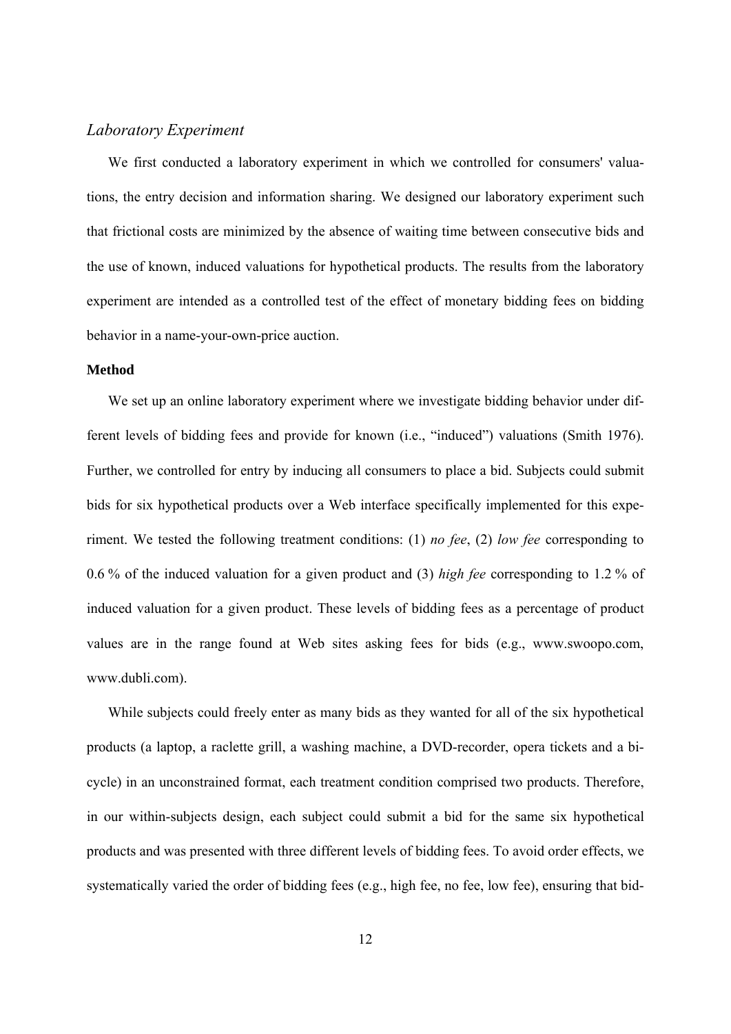### *Laboratory Experiment*

We first conducted a laboratory experiment in which we controlled for consumers' valuations, the entry decision and information sharing. We designed our laboratory experiment such that frictional costs are minimized by the absence of waiting time between consecutive bids and the use of known, induced valuations for hypothetical products. The results from the laboratory experiment are intended as a controlled test of the effect of monetary bidding fees on bidding behavior in a name-your-own-price auction.

**Method**

We set up an online laboratory experiment where we investigate bidding behavior under different levels of bidding fees and provide for known (i.e., "induced") valuations (Smith 1976). Further, we controlled for entry by inducing all consumers to place a bid. Subjects could submit bids for six hypothetical products over a Web interface specifically implemented for this experiment. We tested the following treatment conditions: (1) *no fee*, (2) *low fee* corresponding to 0.6 % of the induced valuation for a given product and (3) *high fee* corresponding to 1.2 % of induced valuation for a given product. These levels of bidding fees as a percentage of product values are in the range found at Web sites asking fees for bids (e.g., www.swoopo.com, www.dubli.com).

While subjects could freely enter as many bids as they wanted for all of the six hypothetical products (a laptop, a raclette grill, a washing machine, a DVD-recorder, opera tickets and a bicycle) in an unconstrained format, each treatment condition comprised two products. Therefore, in our within-subjects design, each subject could submit a bid for the same six hypothetical products and was presented with three different levels of bidding fees. To avoid order effects, we systematically varied the order of bidding fees (e.g., high fee, no fee, low fee), ensuring that bid-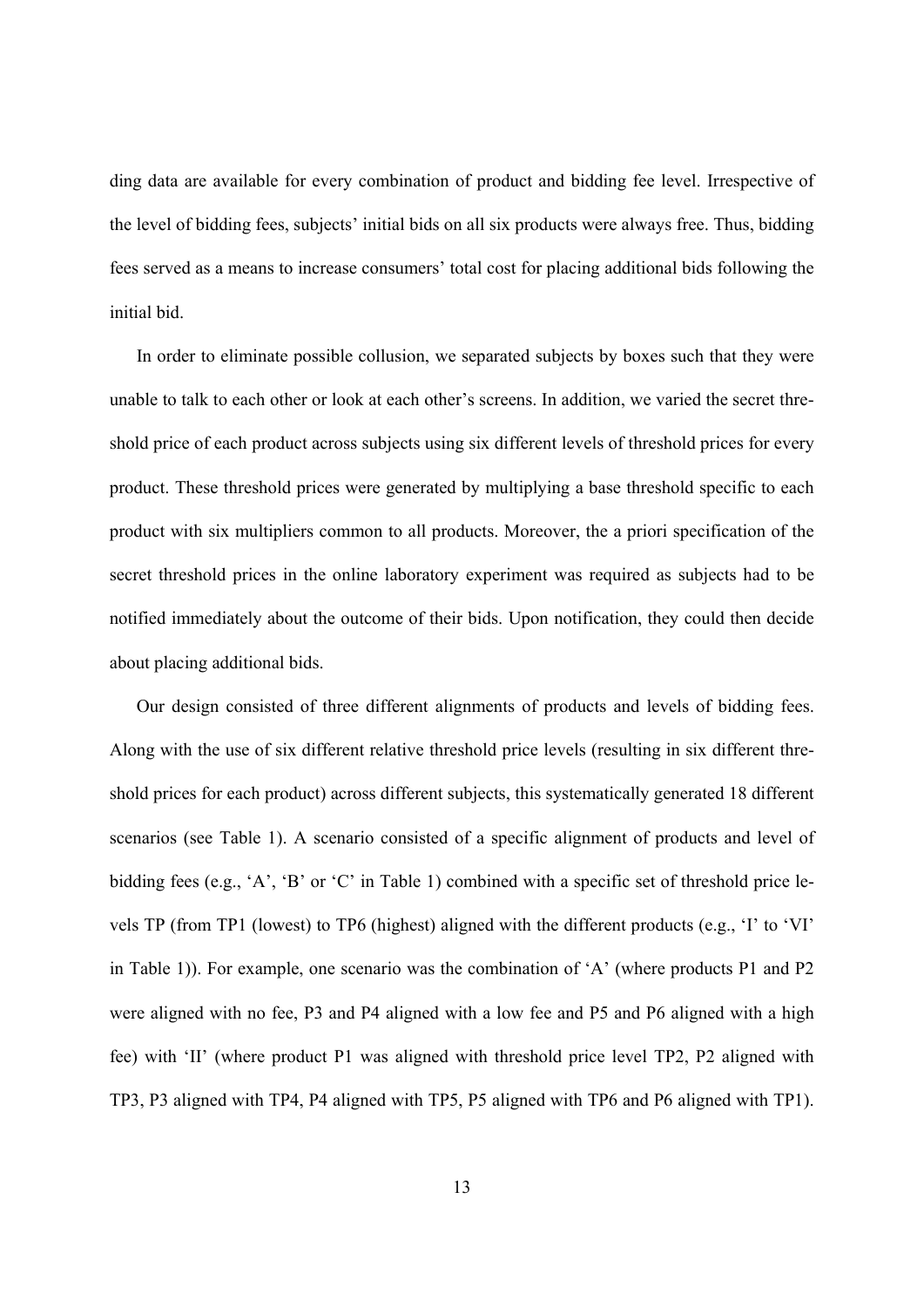ding data are available for every combination of product and bidding fee level. Irrespective of the level of bidding fees, subjects' initial bids on all six products were always free. Thus, bidding fees served as a means to increase consumers' total cost for placing additional bids following the initial bid.

In order to eliminate possible collusion, we separated subjects by boxes such that they were unable to talk to each other or look at each other's screens. In addition, we varied the secret threshold price of each product across subjects using six different levels of threshold prices for every product. These threshold prices were generated by multiplying a base threshold specific to each product with six multipliers common to all products. Moreover, the a priori specification of the secret threshold prices in the online laboratory experiment was required as subjects had to be notified immediately about the outcome of their bids. Upon notification, they could then decide about placing additional bids.

Our design consisted of three different alignments of products and levels of bidding fees. Along with the use of six different relative threshold price levels (resulting in six different threshold prices for each product) across different subjects, this systematically generated 18 different scenarios (see Table 1). A scenario consisted of a specific alignment of products and level of bidding fees (e.g., 'A', 'B' or 'C' in Table 1) combined with a specific set of threshold price levels TP (from TP1 (lowest) to TP6 (highest) aligned with the different products (e.g., 'I' to 'VI' in Table 1)). For example, one scenario was the combination of 'A' (where products P1 and P2 were aligned with no fee, P3 and P4 aligned with a low fee and P5 and P6 aligned with a high fee) with 'II' (where product P1 was aligned with threshold price level TP2, P2 aligned with TP3, P3 aligned with TP4, P4 aligned with TP5, P5 aligned with TP6 and P6 aligned with TP1).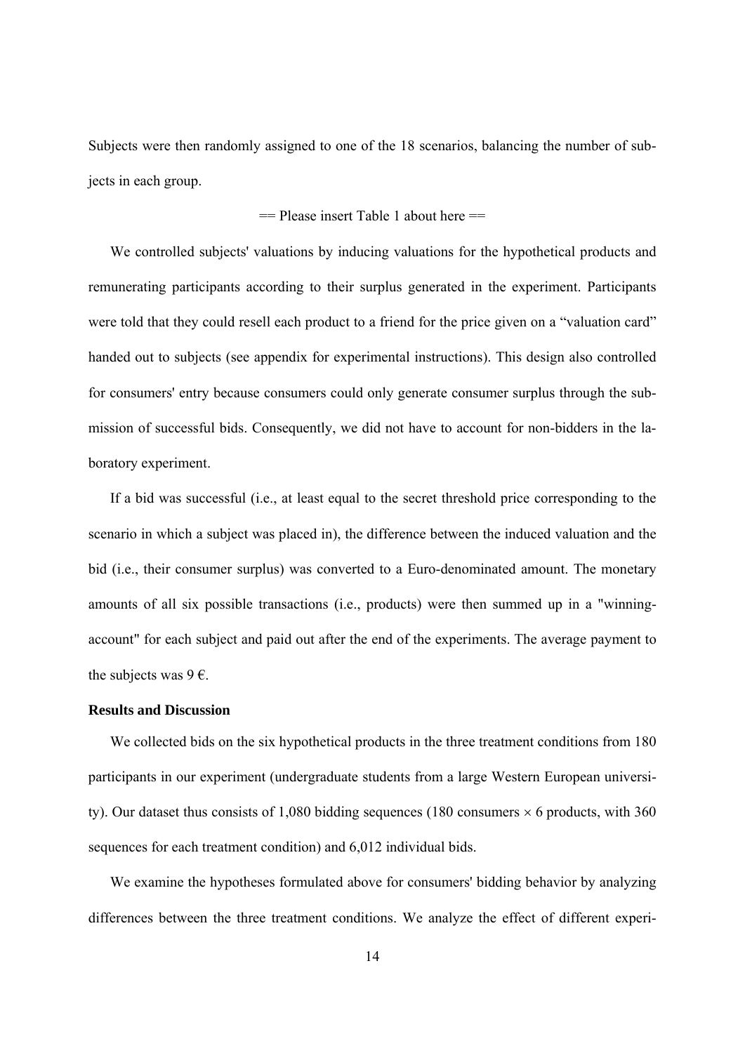Subjects were then randomly assigned to one of the 18 scenarios, balancing the number of subjects in each group.

== Please insert Table 1 about here ==

We controlled subjects' valuations by inducing valuations for the hypothetical products and remunerating participants according to their surplus generated in the experiment. Participants were told that they could resell each product to a friend for the price given on a "valuation card" handed out to subjects (see appendix for experimental instructions). This design also controlled for consumers' entry because consumers could only generate consumer surplus through the submission of successful bids. Consequently, we did not have to account for non-bidders in the laboratory experiment.

If a bid was successful (i.e., at least equal to the secret threshold price corresponding to the scenario in which a subject was placed in), the difference between the induced valuation and the bid (i.e., their consumer surplus) was converted to a Euro-denominated amount. The monetary amounts of all six possible transactions (i.e., products) were then summed up in a "winning-account" for each subject and paid out after the end of the experiments. The average payment to the subjects was 9 €.

**Results and Discussion**

We collected bids on the six hypothetical products in the three treatment conditions from 180 participants in our experiment (undergraduate students from a large Western European university). Our dataset thus consists of 1,080 bidding sequences (180 consumers $\times$ 6 products, with 360 sequences for each treatment condition) and 6,012 individual bids.

We examine the hypotheses formulated above for consumers' bidding behavior by analyzing differences between the three treatment conditions. We analyze the effect of different experi-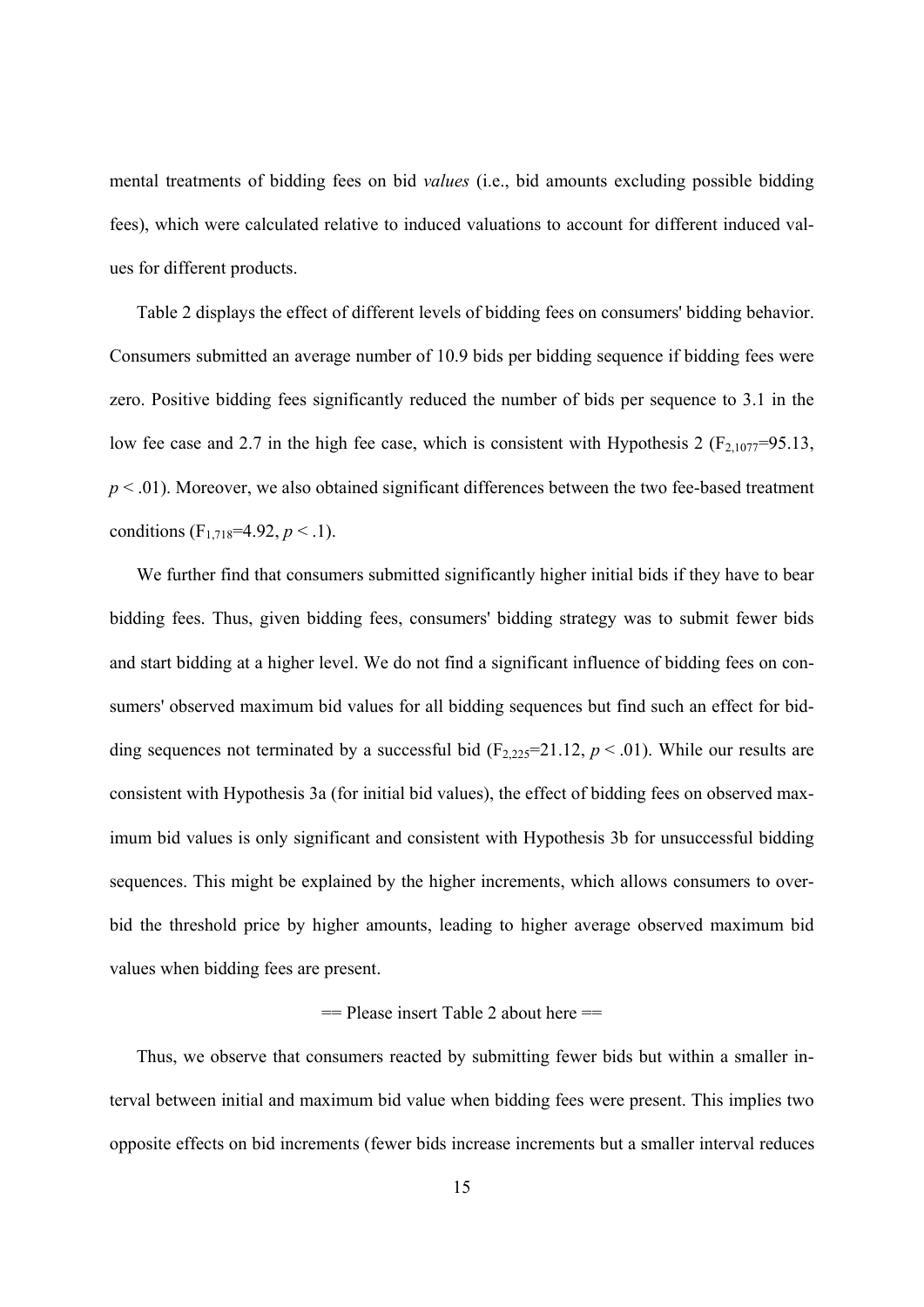mental treatments of bidding fees on bid *values* (i.e., bid amounts excluding possible bidding fees), which were calculated relative to induced valuations to account for different induced values for different products.

Table 2 displays the effect of different levels of bidding fees on consumers' bidding behavior. Consumers submitted an average number of 10.9 bids per bidding sequence if bidding fees were zero. Positive bidding fees significantly reduced the number of bids per sequence to 3.1 in the low fee case and 2.7 in the high fee case, which is consistent with Hypothesis 2 ($F_{2,1077}$=95.13, $p < .01$). Moreover, we also obtained significant differences between the two fee-based treatment conditions ($F_{1,718}$=4.92, $p < .1$).

We further find that consumers submitted significantly higher initial bids if they have to bear bidding fees. Thus, given bidding fees, consumers' bidding strategy was to submit fewer bids and start bidding at a higher level. We do not find a significant influence of bidding fees on consumers' observed maximum bid values for all bidding sequences but find such an effect for bidding sequences not terminated by a successful bid ($F_{2,225}$=21.12, $p < .01$). While our results are consistent with Hypothesis 3a (for initial bid values), the effect of bidding fees on observed maximum bid values is only significant and consistent with Hypothesis 3b for unsuccessful bidding sequences. This might be explained by the higher increments, which allows consumers to overbid the threshold price by higher amounts, leading to higher average observed maximum bid values when bidding fees are present.

== Please insert Table 2 about here ==

Thus, we observe that consumers reacted by submitting fewer bids but within a smaller interval between initial and maximum bid value when bidding fees were present. This implies two opposite effects on bid increments (fewer bids increase increments but a smaller interval reduces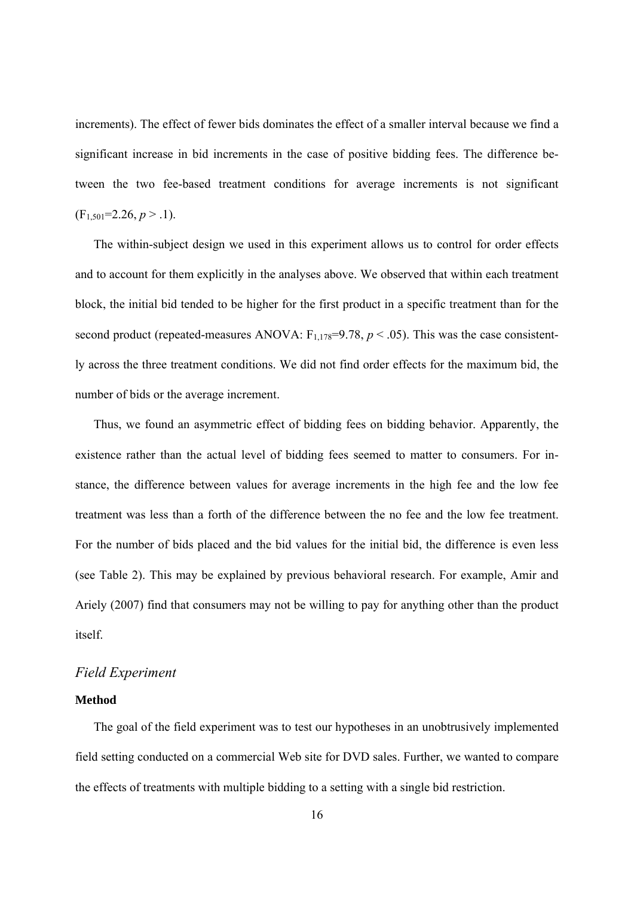increments). The effect of fewer bids dominates the effect of a smaller interval because we find a significant increase in bid increments in the case of positive bidding fees. The difference between the two fee-based treatment conditions for average increments is not significant ($F_{1,501}$=2.26, $p > .1$).

The within-subject design we used in this experiment allows us to control for order effects and to account for them explicitly in the analyses above. We observed that within each treatment block, the initial bid tended to be higher for the first product in a specific treatment than for the second product (repeated-measures ANOVA: $F_{1,178}$=9.78, $p < .05$). This was the case consistently across the three treatment conditions. We did not find order effects for the maximum bid, the number of bids or the average increment.

Thus, we found an asymmetric effect of bidding fees on bidding behavior. Apparently, the existence rather than the actual level of bidding fees seemed to matter to consumers. For instance, the difference between values for average increments in the high fee and the low fee treatment was less than a forth of the difference between the no fee and the low fee treatment. For the number of bids placed and the bid values for the initial bid, the difference is even less (see Table 2). This may be explained by previous behavioral research. For example, Amir and Ariely (2007) find that consumers may not be willing to pay for anything other than the product itself.

## *Field Experiment*

### **Method**

The goal of the field experiment was to test our hypotheses in an unobtrusively implemented field setting conducted on a commercial Web site for DVD sales. Further, we wanted to compare the effects of treatments with multiple bidding to a setting with a single bid restriction.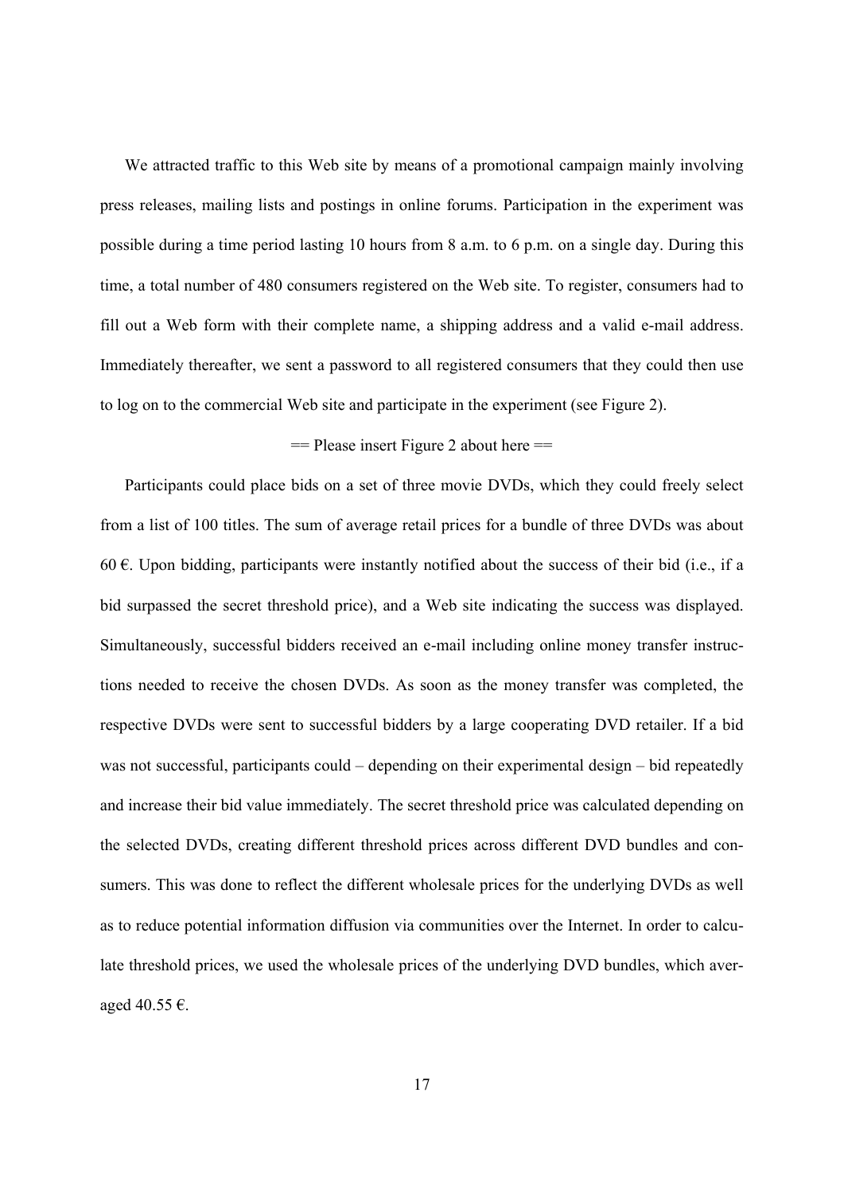We attracted traffic to this Web site by means of a promotional campaign mainly involving press releases, mailing lists and postings in online forums. Participation in the experiment was possible during a time period lasting 10 hours from 8 a.m. to 6 p.m. on a single day. During this time, a total number of 480 consumers registered on the Web site. To register, consumers had to fill out a Web form with their complete name, a shipping address and a valid e-mail address. Immediately thereafter, we sent a password to all registered consumers that they could then use to log on to the commercial Web site and participate in the experiment (see Figure 2).

== Please insert Figure 2 about here ==

Participants could place bids on a set of three movie DVDs, which they could freely select from a list of 100 titles. The sum of average retail prices for a bundle of three DVDs was about 60 €. Upon bidding, participants were instantly notified about the success of their bid (i.e., if a bid surpassed the secret threshold price), and a Web site indicating the success was displayed. Simultaneously, successful bidders received an e-mail including online money transfer instructions needed to receive the chosen DVDs. As soon as the money transfer was completed, the respective DVDs were sent to successful bidders by a large cooperating DVD retailer. If a bid was not successful, participants could – depending on their experimental design – bid repeatedly and increase their bid value immediately. The secret threshold price was calculated depending on the selected DVDs, creating different threshold prices across different DVD bundles and consumers. This was done to reflect the different wholesale prices for the underlying DVDs as well as to reduce potential information diffusion via communities over the Internet. In order to calculate threshold prices, we used the wholesale prices of the underlying DVD bundles, which averaged 40.55 €.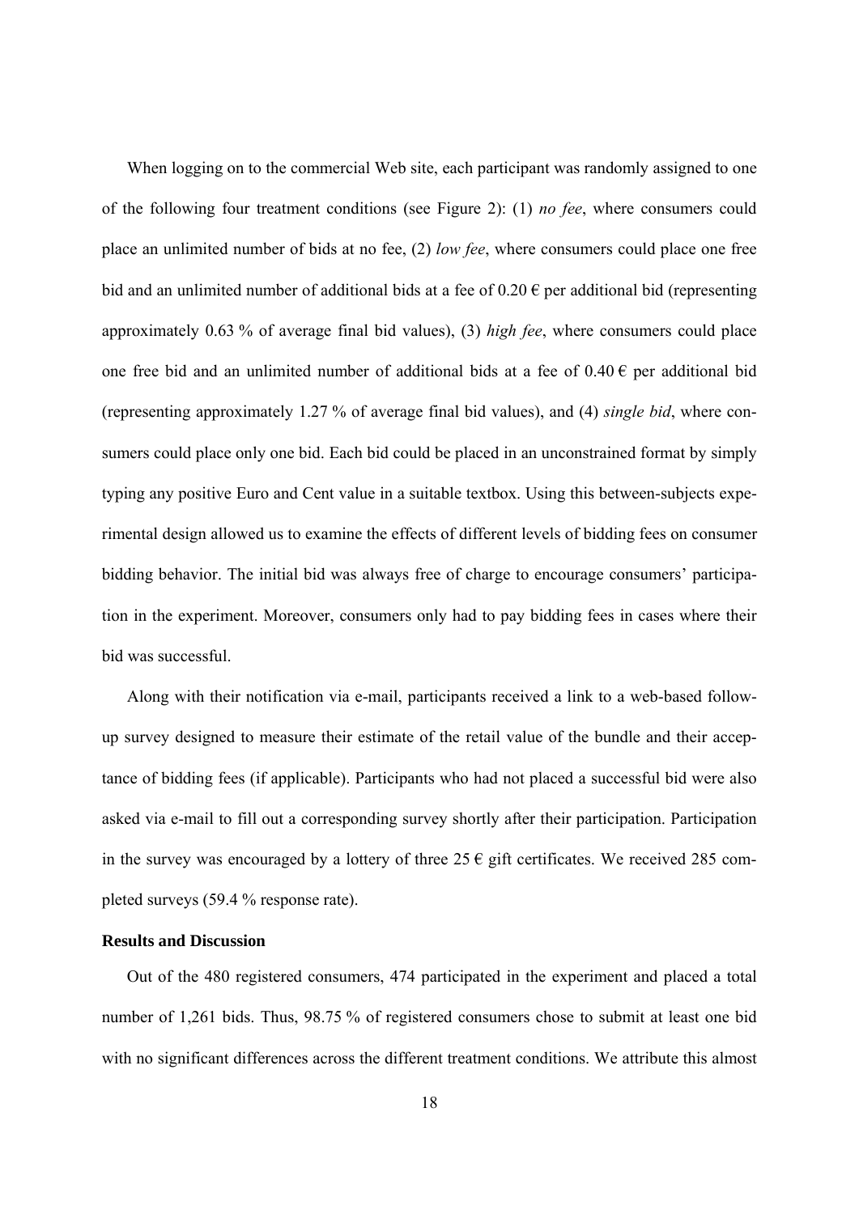When logging on to the commercial Web site, each participant was randomly assigned to one of the following four treatment conditions (see Figure 2): (1) *no fee*, where consumers could place an unlimited number of bids at no fee, (2) *low fee*, where consumers could place one free bid and an unlimited number of additional bids at a fee of 0.20 € per additional bid (representing approximately 0.63 % of average final bid values), (3) *high fee*, where consumers could place one free bid and an unlimited number of additional bids at a fee of 0.40 € per additional bid (representing approximately 1.27 % of average final bid values), and (4) *single bid*, where consumers could place only one bid. Each bid could be placed in an unconstrained format by simply typing any positive Euro and Cent value in a suitable textbox. Using this between-subjects experimental design allowed us to examine the effects of different levels of bidding fees on consumer bidding behavior. The initial bid was always free of charge to encourage consumers' participation in the experiment. Moreover, consumers only had to pay bidding fees in cases where their bid was successful.

Along with their notification via e-mail, participants received a link to a web-based follow-up survey designed to measure their estimate of the retail value of the bundle and their acceptance of bidding fees (if applicable). Participants who had not placed a successful bid were also asked via e-mail to fill out a corresponding survey shortly after their participation. Participation in the survey was encouraged by a lottery of three 25 € gift certificates. We received 285 completed surveys (59.4 % response rate).

**Results and Discussion**

Out of the 480 registered consumers, 474 participated in the experiment and placed a total number of 1,261 bids. Thus, 98.75 % of registered consumers chose to submit at least one bid with no significant differences across the different treatment conditions. We attribute this almost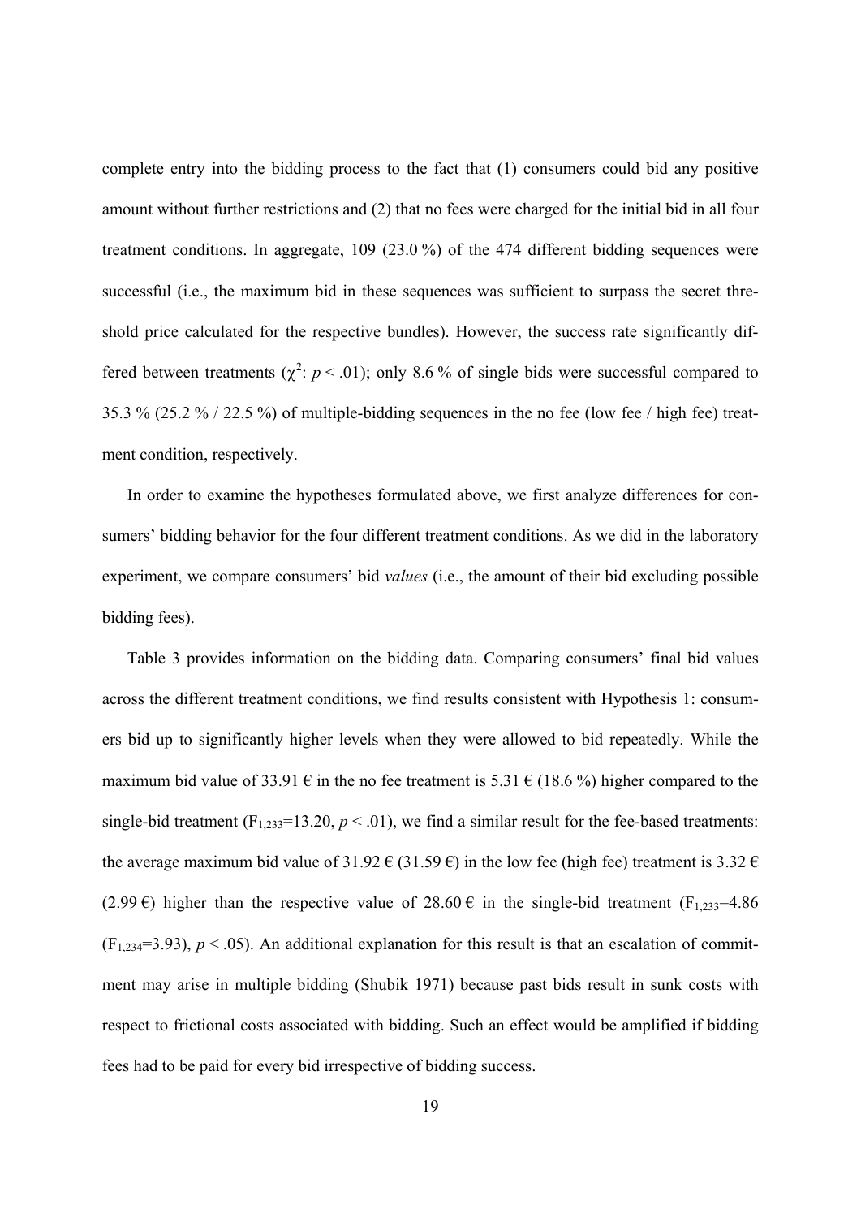complete entry into the bidding process to the fact that (1) consumers could bid any positive amount without further restrictions and (2) that no fees were charged for the initial bid in all four treatment conditions. In aggregate, 109 (23.0 %) of the 474 different bidding sequences were successful (i.e., the maximum bid in these sequences was sufficient to surpass the secret threshold price calculated for the respective bundles). However, the success rate significantly differed between treatments ($\chi^2$: $p < .01$); only 8.6 % of single bids were successful compared to 35.3 % (25.2 % / 22.5 %) of multiple-bidding sequences in the no fee (low fee / high fee) treatment condition, respectively.

In order to examine the hypotheses formulated above, we first analyze differences for consumers' bidding behavior for the four different treatment conditions. As we did in the laboratory experiment, we compare consumers' bid *values* (i.e., the amount of their bid excluding possible bidding fees).

Table 3 provides information on the bidding data. Comparing consumers' final bid values across the different treatment conditions, we find results consistent with Hypothesis 1: consumers bid up to significantly higher levels when they were allowed to bid repeatedly. While the maximum bid value of 33.91 € in the no fee treatment is 5.31 € (18.6 %) higher compared to the single-bid treatment ($F_{1,233}$=13.20, $p < .01$), we find a similar result for the fee-based treatments: the average maximum bid value of 31.92 € (31.59 €) in the low fee (high fee) treatment is 3.32 € (2.99 €) higher than the respective value of 28.60 € in the single-bid treatment ($F_{1,233}$=4.86 ($F_{1,234}$=3.93), $p < .05$). An additional explanation for this result is that an escalation of commitment may arise in multiple bidding (Shubik 1971) because past bids result in sunk costs with respect to frictional costs associated with bidding. Such an effect would be amplified if bidding fees had to be paid for every bid irrespective of bidding success.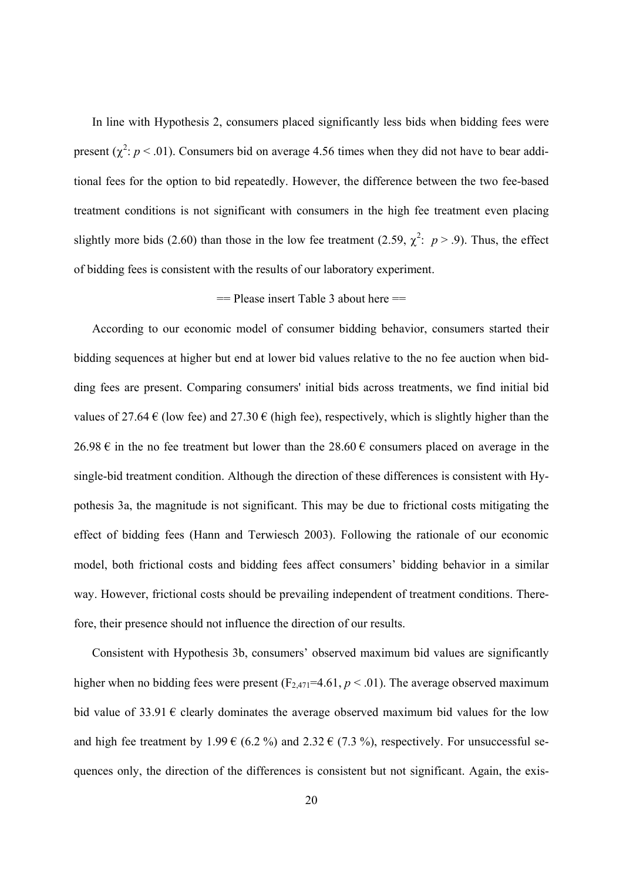In line with Hypothesis 2, consumers placed significantly less bids when bidding fees were present ($\chi^2$: $p < .01$). Consumers bid on average 4.56 times when they did not have to bear additional fees for the option to bid repeatedly. However, the difference between the two fee-based treatment conditions is not significant with consumers in the high fee treatment even placing slightly more bids (2.60) than those in the low fee treatment (2.59, $\chi^2$: $p > .9$). Thus, the effect of bidding fees is consistent with the results of our laboratory experiment.

== Please insert Table 3 about here ==

According to our economic model of consumer bidding behavior, consumers started their bidding sequences at higher but end at lower bid values relative to the no fee auction when bidding fees are present. Comparing consumers' initial bids across treatments, we find initial bid values of 27.64 € (low fee) and 27.30 € (high fee), respectively, which is slightly higher than the 26.98 € in the no fee treatment but lower than the 28.60 € consumers placed on average in the single-bid treatment condition. Although the direction of these differences is consistent with Hypothesis 3a, the magnitude is not significant. This may be due to frictional costs mitigating the effect of bidding fees (Hann and Terwiesch 2003). Following the rationale of our economic model, both frictional costs and bidding fees affect consumers' bidding behavior in a similar way. However, frictional costs should be prevailing independent of treatment conditions. Therefore, their presence should not influence the direction of our results.

Consistent with Hypothesis 3b, consumers' observed maximum bid values are significantly higher when no bidding fees were present ($F_{2,471}=4.61$, $p < .01$). The average observed maximum bid value of 33.91 € clearly dominates the average observed maximum bid values for the low and high fee treatment by 1.99 € (6.2 %) and 2.32 € (7.3 %), respectively. For unsuccessful sequences only, the direction of the differences is consistent but not significant. Again, the exis-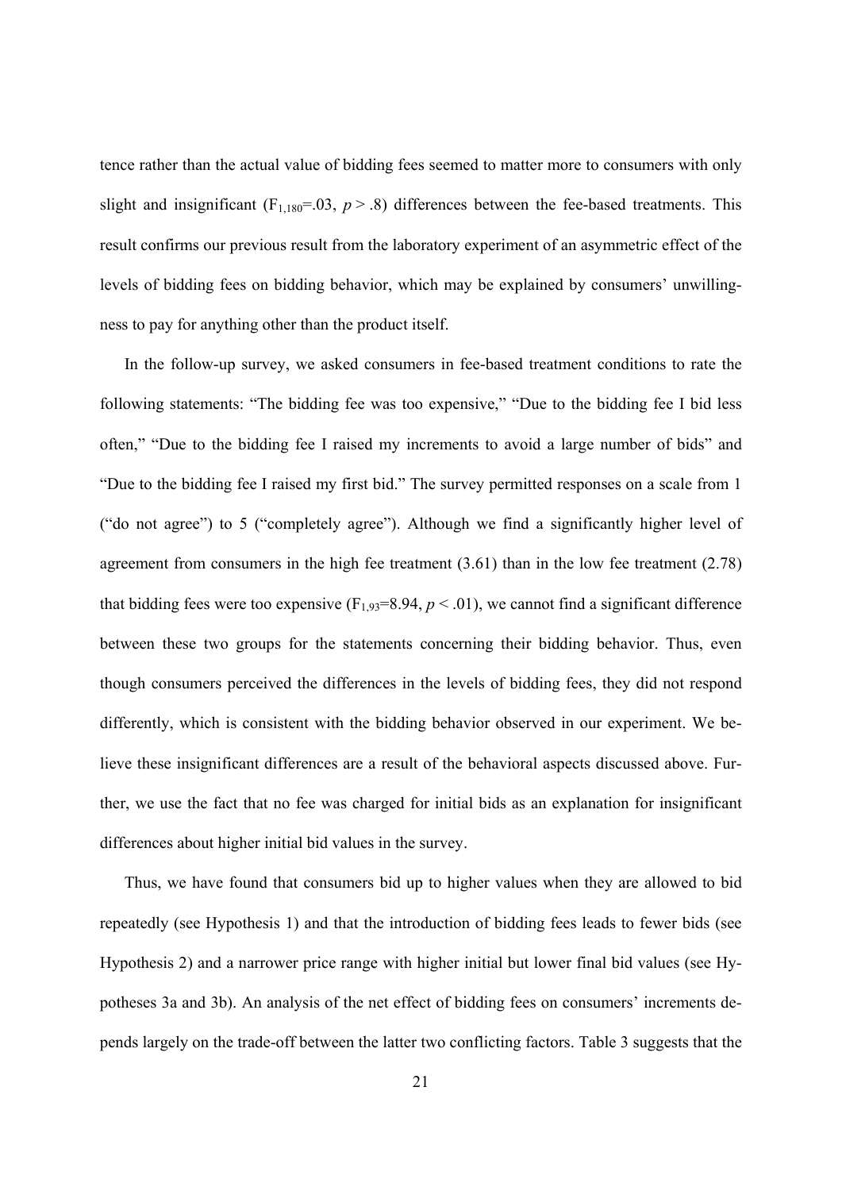tence rather than the actual value of bidding fees seemed to matter more to consumers with only slight and insignificant ($F_{1,180}$=.03, $p > .8$) differences between the fee-based treatments. This result confirms our previous result from the laboratory experiment of an asymmetric effect of the levels of bidding fees on bidding behavior, which may be explained by consumers' unwillingness to pay for anything other than the product itself.

In the follow-up survey, we asked consumers in fee-based treatment conditions to rate the following statements: "The bidding fee was too expensive," "Due to the bidding fee I bid less often," "Due to the bidding fee I raised my increments to avoid a large number of bids" and "Due to the bidding fee I raised my first bid." The survey permitted responses on a scale from 1 ("do not agree") to 5 ("completely agree"). Although we find a significantly higher level of agreement from consumers in the high fee treatment (3.61) than in the low fee treatment (2.78) that bidding fees were too expensive ($F_{1,93}$=8.94, $p < .01$), we cannot find a significant difference between these two groups for the statements concerning their bidding behavior. Thus, even though consumers perceived the differences in the levels of bidding fees, they did not respond differently, which is consistent with the bidding behavior observed in our experiment. We believe these insignificant differences are a result of the behavioral aspects discussed above. Further, we use the fact that no fee was charged for initial bids as an explanation for insignificant differences about higher initial bid values in the survey.

Thus, we have found that consumers bid up to higher values when they are allowed to bid repeatedly (see Hypothesis 1) and that the introduction of bidding fees leads to fewer bids (see Hypothesis 2) and a narrower price range with higher initial but lower final bid values (see Hypotheses 3a and 3b). An analysis of the net effect of bidding fees on consumers' increments depends largely on the trade-off between the latter two conflicting factors. Table 3 suggests that the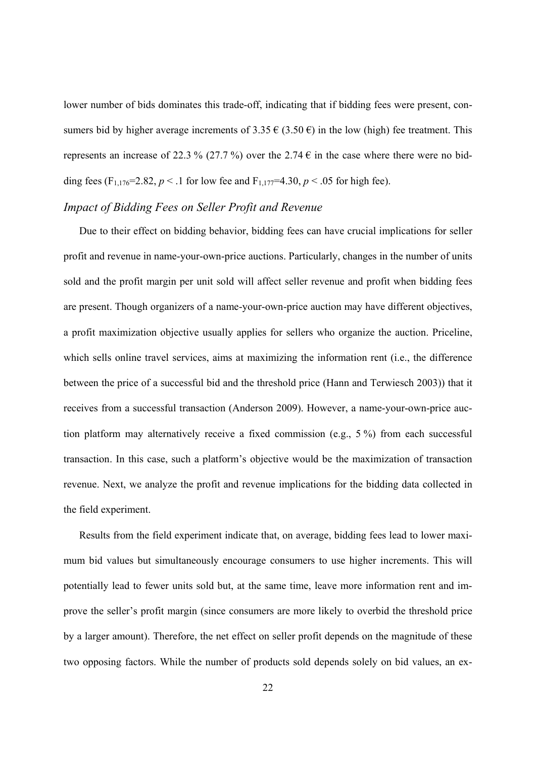lower number of bids dominates this trade-off, indicating that if bidding fees were present, consumers bid by higher average increments of 3.35 € (3.50 €) in the low (high) fee treatment. This represents an increase of 22.3 % (27.7 %) over the 2.74 € in the case where there were no bidding fees ($F_{1,176}$=2.82, $p < .1$ for low fee and $F_{1,177}$=4.30, $p < .05$ for high fee).

### *Impact of Bidding Fees on Seller Profit and Revenue*

Due to their effect on bidding behavior, bidding fees can have crucial implications for seller profit and revenue in name-your-own-price auctions. Particularly, changes in the number of units sold and the profit margin per unit sold will affect seller revenue and profit when bidding fees are present. Though organizers of a name-your-own-price auction may have different objectives, a profit maximization objective usually applies for sellers who organize the auction. Priceline, which sells online travel services, aims at maximizing the information rent (i.e., the difference between the price of a successful bid and the threshold price (Hann and Terwiesch 2003)) that it receives from a successful transaction (Anderson 2009). However, a name-your-own-price auction platform may alternatively receive a fixed commission (e.g., 5 %) from each successful transaction. In this case, such a platform's objective would be the maximization of transaction revenue. Next, we analyze the profit and revenue implications for the bidding data collected in the field experiment.

Results from the field experiment indicate that, on average, bidding fees lead to lower maximum bid values but simultaneously encourage consumers to use higher increments. This will potentially lead to fewer units sold but, at the same time, leave more information rent and improve the seller's profit margin (since consumers are more likely to overbid the threshold price by a larger amount). Therefore, the net effect on seller profit depends on the magnitude of these two opposing factors. While the number of products sold depends solely on bid values, an ex-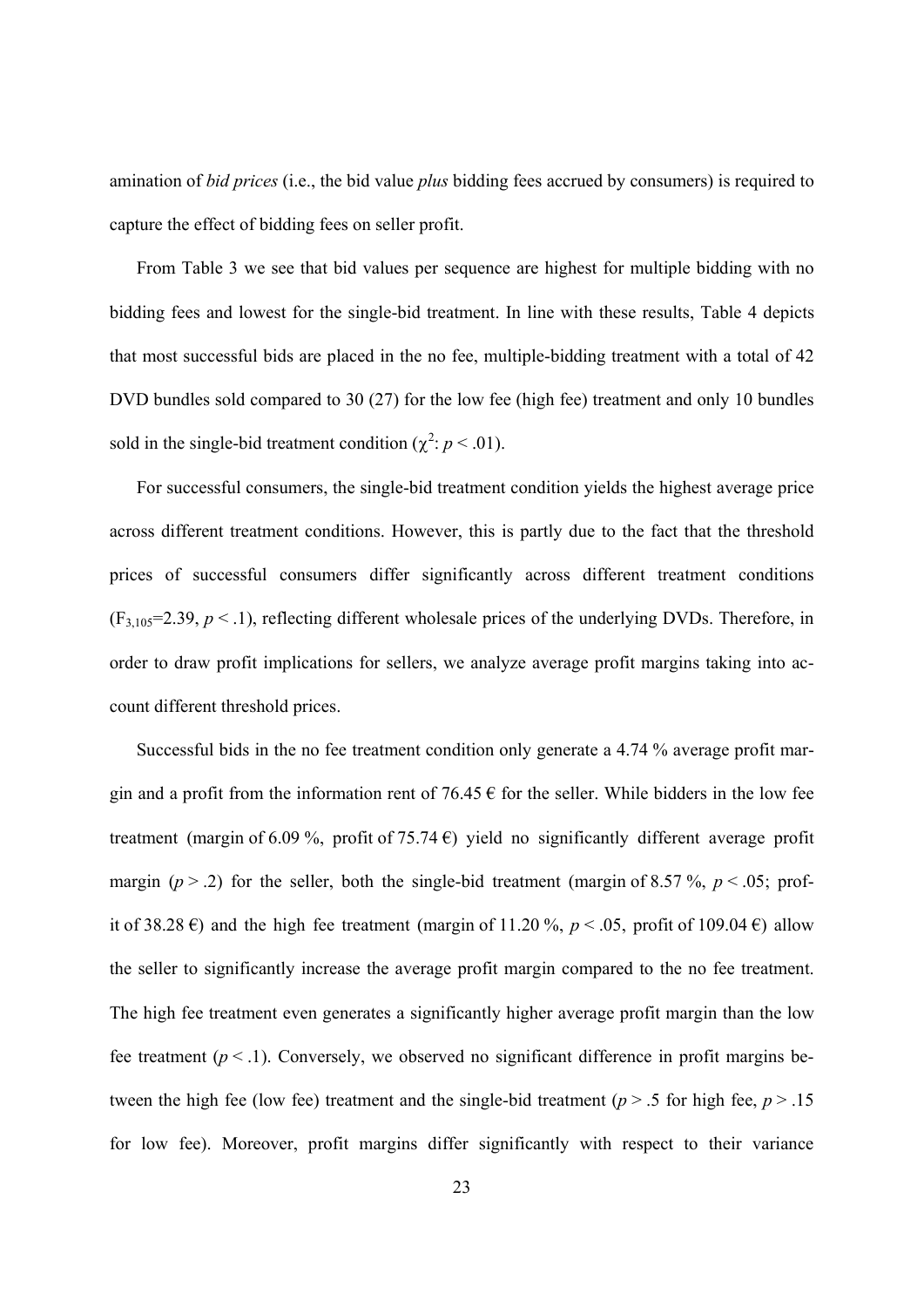amination of *bid prices* (i.e., the bid value *plus* bidding fees accrued by consumers) is required to capture the effect of bidding fees on seller profit.

From Table 3 we see that bid values per sequence are highest for multiple bidding with no bidding fees and lowest for the single-bid treatment. In line with these results, Table 4 depicts that most successful bids are placed in the no fee, multiple-bidding treatment with a total of 42 DVD bundles sold compared to 30 (27) for the low fee (high fee) treatment and only 10 bundles sold in the single-bid treatment condition ($\chi^2$: $p < .01$).

For successful consumers, the single-bid treatment condition yields the highest average price across different treatment conditions. However, this is partly due to the fact that the threshold prices of successful consumers differ significantly across different treatment conditions ($F_{3,105}$=2.39, $p < .1$), reflecting different wholesale prices of the underlying DVDs. Therefore, in order to draw profit implications for sellers, we analyze average profit margins taking into account different threshold prices.

Successful bids in the no fee treatment condition only generate a 4.74 % average profit margin and a profit from the information rent of 76.45 € for the seller. While bidders in the low fee treatment (margin of 6.09 %, profit of 75.74 €) yield no significantly different average profit margin ($p > .2$) for the seller, both the single-bid treatment (margin of 8.57 %, $p < .05$; profit of 38.28 €) and the high fee treatment (margin of 11.20 %, $p < .05$, profit of 109.04 €) allow the seller to significantly increase the average profit margin compared to the no fee treatment. The high fee treatment even generates a significantly higher average profit margin than the low fee treatment ($p < .1$). Conversely, we observed no significant difference in profit margins between the high fee (low fee) treatment and the single-bid treatment ($p > .5$ for high fee, $p > .15$ for low fee). Moreover, profit margins differ significantly with respect to their variance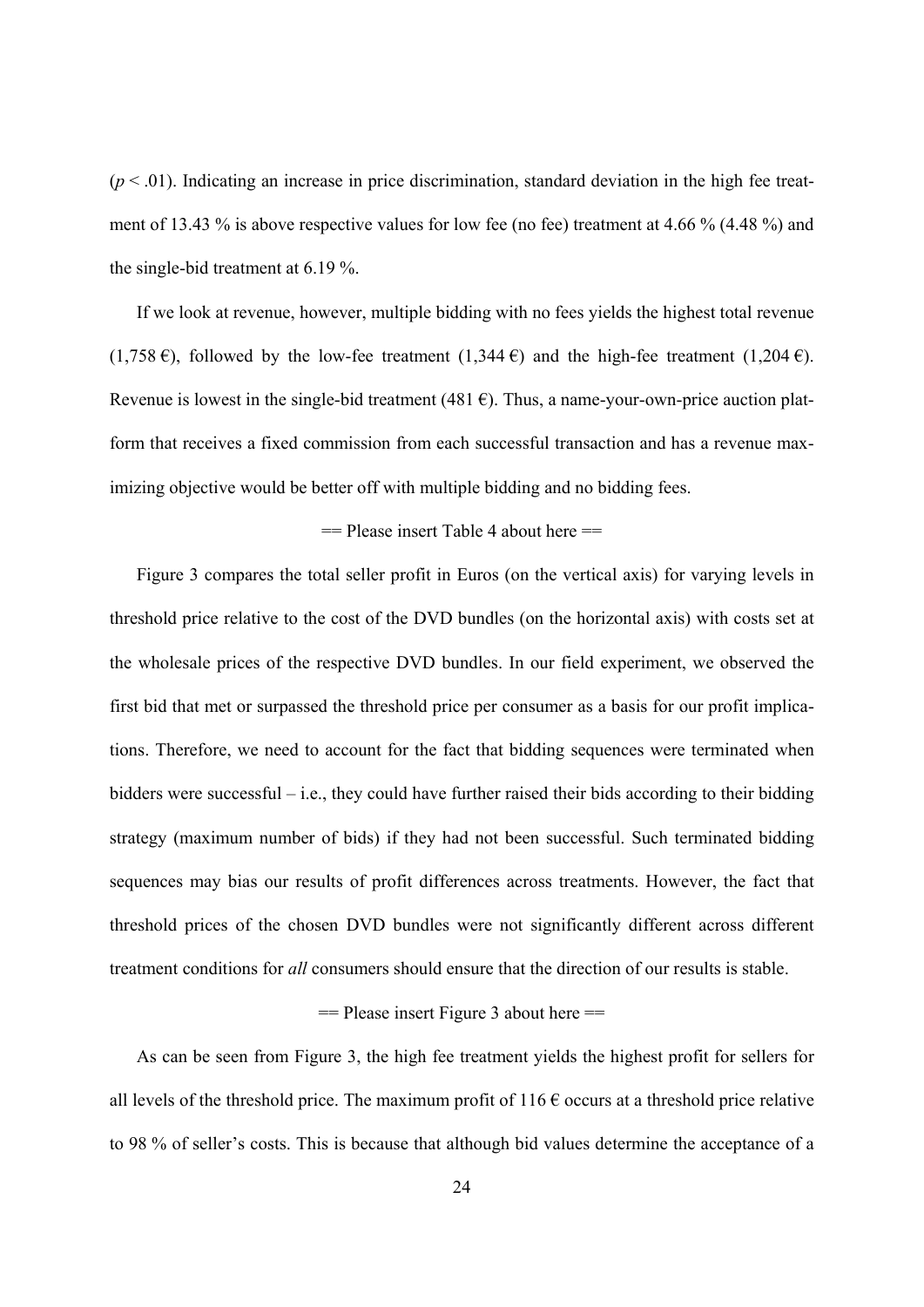($p < .01$). Indicating an increase in price discrimination, standard deviation in the high fee treatment of 13.43 % is above respective values for low fee (no fee) treatment at 4.66 % (4.48 %) and the single-bid treatment at 6.19 %.

If we look at revenue, however, multiple bidding with no fees yields the highest total revenue (1,758 €), followed by the low-fee treatment (1,344 €) and the high-fee treatment (1,204 €). Revenue is lowest in the single-bid treatment (481 €). Thus, a name-your-own-price auction platform that receives a fixed commission from each successful transaction and has a revenue maximizing objective would be better off with multiple bidding and no bidding fees.

== Please insert Table 4 about here ==

Figure 3 compares the total seller profit in Euros (on the vertical axis) for varying levels in threshold price relative to the cost of the DVD bundles (on the horizontal axis) with costs set at the wholesale prices of the respective DVD bundles. In our field experiment, we observed the first bid that met or surpassed the threshold price per consumer as a basis for our profit implications. Therefore, we need to account for the fact that bidding sequences were terminated when bidders were successful – i.e., they could have further raised their bids according to their bidding strategy (maximum number of bids) if they had not been successful. Such terminated bidding sequences may bias our results of profit differences across treatments. However, the fact that threshold prices of the chosen DVD bundles were not significantly different across different treatment conditions for *all* consumers should ensure that the direction of our results is stable.

== Please insert Figure 3 about here ==

As can be seen from Figure 3, the high fee treatment yields the highest profit for sellers for all levels of the threshold price. The maximum profit of 116 € occurs at a threshold price relative to 98 % of seller's costs. This is because that although bid values determine the acceptance of a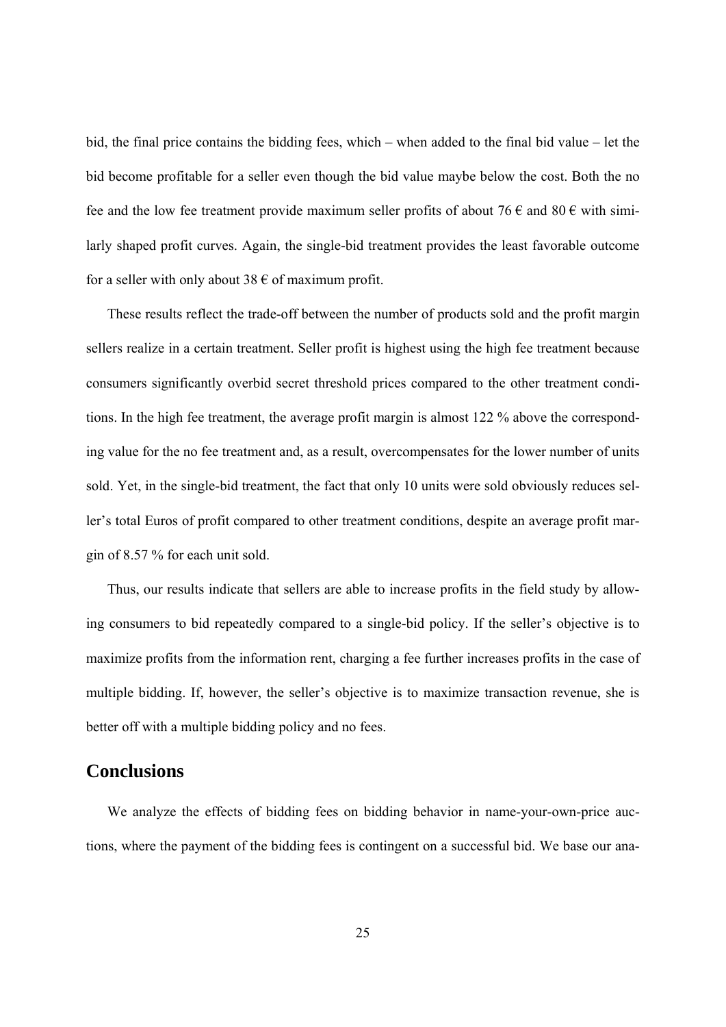bid, the final price contains the bidding fees, which – when added to the final bid value – let the bid become profitable for a seller even though the bid value maybe below the cost. Both the no fee and the low fee treatment provide maximum seller profits of about 76 € and 80 € with similarly shaped profit curves. Again, the single-bid treatment provides the least favorable outcome for a seller with only about 38 € of maximum profit.

These results reflect the trade-off between the number of products sold and the profit margin sellers realize in a certain treatment. Seller profit is highest using the high fee treatment because consumers significantly overbid secret threshold prices compared to the other treatment conditions. In the high fee treatment, the average profit margin is almost 122 % above the corresponding value for the no fee treatment and, as a result, overcompensates for the lower number of units sold. Yet, in the single-bid treatment, the fact that only 10 units were sold obviously reduces seller's total Euros of profit compared to other treatment conditions, despite an average profit margin of 8.57 % for each unit sold.

Thus, our results indicate that sellers are able to increase profits in the field study by allowing consumers to bid repeatedly compared to a single-bid policy. If the seller's objective is to maximize profits from the information rent, charging a fee further increases profits in the case of multiple bidding. If, however, the seller's objective is to maximize transaction revenue, she is better off with a multiple bidding policy and no fees.

## Conclusions

We analyze the effects of bidding fees on bidding behavior in name-your-own-price auctions, where the payment of the bidding fees is contingent on a successful bid. We base our ana-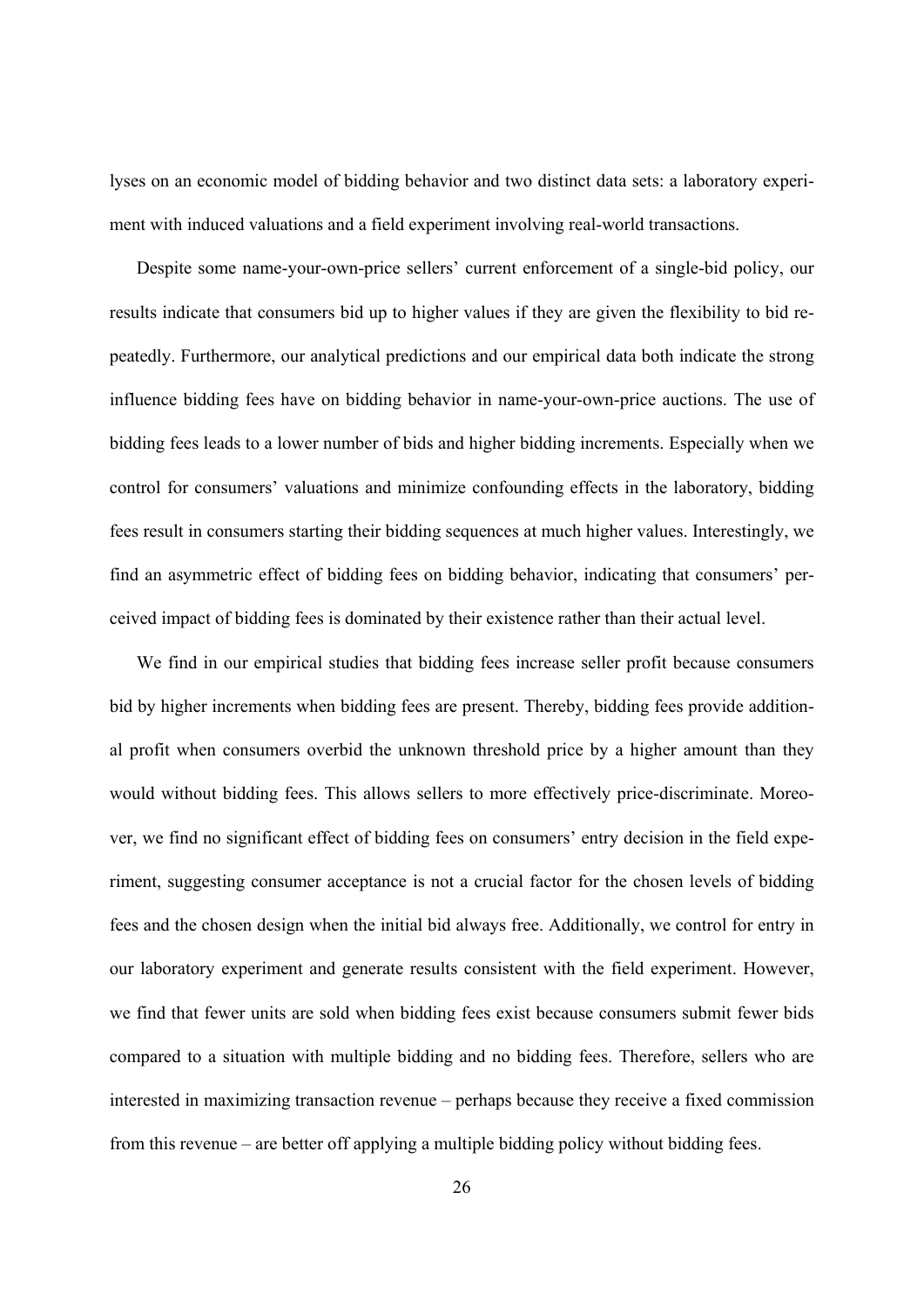lyses on an economic model of bidding behavior and two distinct data sets: a laboratory experiment with induced valuations and a field experiment involving real-world transactions.

Despite some name-your-own-price sellers' current enforcement of a single-bid policy, our results indicate that consumers bid up to higher values if they are given the flexibility to bid repeatedly. Furthermore, our analytical predictions and our empirical data both indicate the strong influence bidding fees have on bidding behavior in name-your-own-price auctions. The use of bidding fees leads to a lower number of bids and higher bidding increments. Especially when we control for consumers' valuations and minimize confounding effects in the laboratory, bidding fees result in consumers starting their bidding sequences at much higher values. Interestingly, we find an asymmetric effect of bidding fees on bidding behavior, indicating that consumers' perceived impact of bidding fees is dominated by their existence rather than their actual level.

We find in our empirical studies that bidding fees increase seller profit because consumers bid by higher increments when bidding fees are present. Thereby, bidding fees provide additional profit when consumers overbid the unknown threshold price by a higher amount than they would without bidding fees. This allows sellers to more effectively price-discriminate. Moreover, we find no significant effect of bidding fees on consumers' entry decision in the field experiment, suggesting consumer acceptance is not a crucial factor for the chosen levels of bidding fees and the chosen design when the initial bid always free. Additionally, we control for entry in our laboratory experiment and generate results consistent with the field experiment. However, we find that fewer units are sold when bidding fees exist because consumers submit fewer bids compared to a situation with multiple bidding and no bidding fees. Therefore, sellers who are interested in maximizing transaction revenue – perhaps because they receive a fixed commission from this revenue – are better off applying a multiple bidding policy without bidding fees.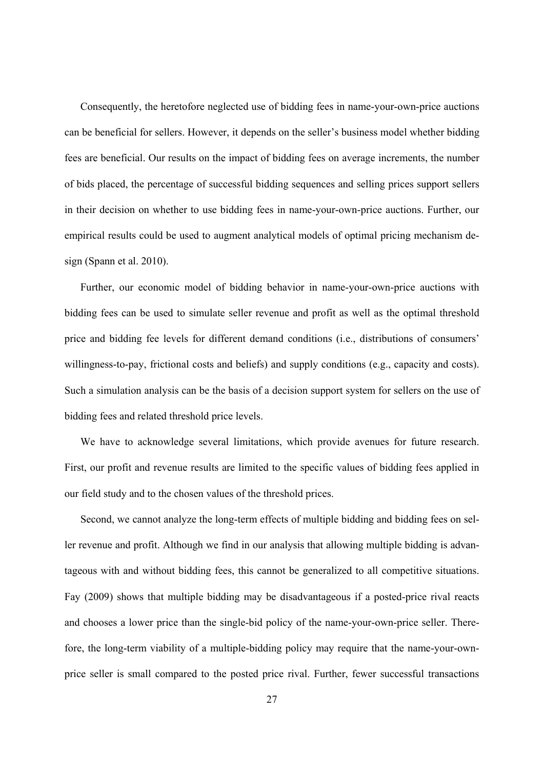Consequently, the heretofore neglected use of bidding fees in name-your-own-price auctions can be beneficial for sellers. However, it depends on the seller's business model whether bidding fees are beneficial. Our results on the impact of bidding fees on average increments, the number of bids placed, the percentage of successful bidding sequences and selling prices support sellers in their decision on whether to use bidding fees in name-your-own-price auctions. Further, our empirical results could be used to augment analytical models of optimal pricing mechanism design (Spann et al. 2010).

Further, our economic model of bidding behavior in name-your-own-price auctions with bidding fees can be used to simulate seller revenue and profit as well as the optimal threshold price and bidding fee levels for different demand conditions (i.e., distributions of consumers' willingness-to-pay, frictional costs and beliefs) and supply conditions (e.g., capacity and costs). Such a simulation analysis can be the basis of a decision support system for sellers on the use of bidding fees and related threshold price levels.

We have to acknowledge several limitations, which provide avenues for future research. First, our profit and revenue results are limited to the specific values of bidding fees applied in our field study and to the chosen values of the threshold prices.

Second, we cannot analyze the long-term effects of multiple bidding and bidding fees on seller revenue and profit. Although we find in our analysis that allowing multiple bidding is advantageous with and without bidding fees, this cannot be generalized to all competitive situations. Fay (2009) shows that multiple bidding may be disadvantageous if a posted-price rival reacts and chooses a lower price than the single-bid policy of the name-your-own-price seller. Therefore, the long-term viability of a multiple-bidding policy may require that the name-your-own-price seller is small compared to the posted price rival. Further, fewer successful transactions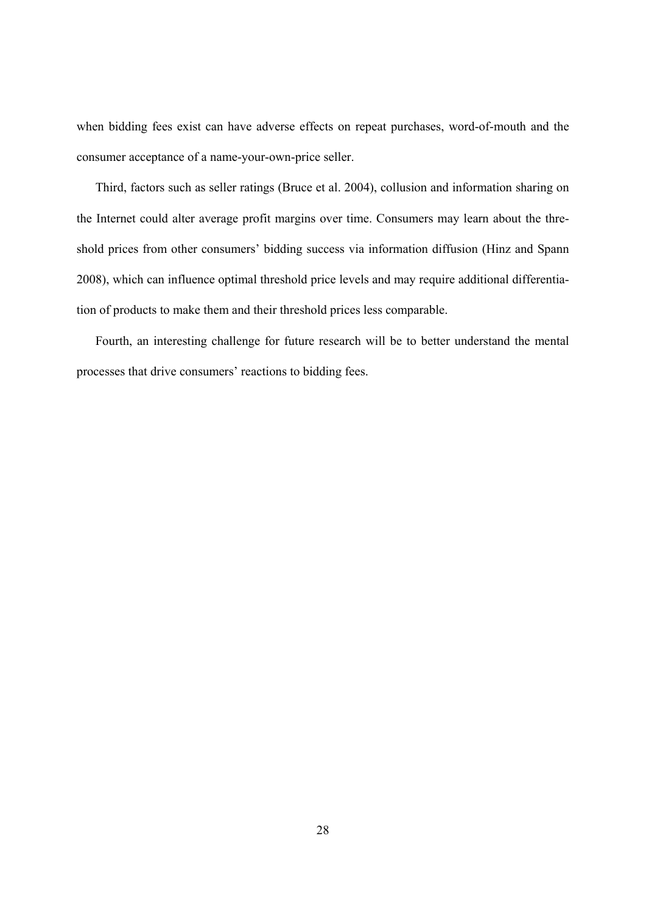when bidding fees exist can have adverse effects on repeat purchases, word-of-mouth and the consumer acceptance of a name-your-own-price seller.

Third, factors such as seller ratings (Bruce et al. 2004), collusion and information sharing on the Internet could alter average profit margins over time. Consumers may learn about the threshold prices from other consumers' bidding success via information diffusion (Hinz and Spann 2008), which can influence optimal threshold price levels and may require additional differentiation of products to make them and their threshold prices less comparable.

Fourth, an interesting challenge for future research will be to better understand the mental processes that drive consumers' reactions to bidding fees.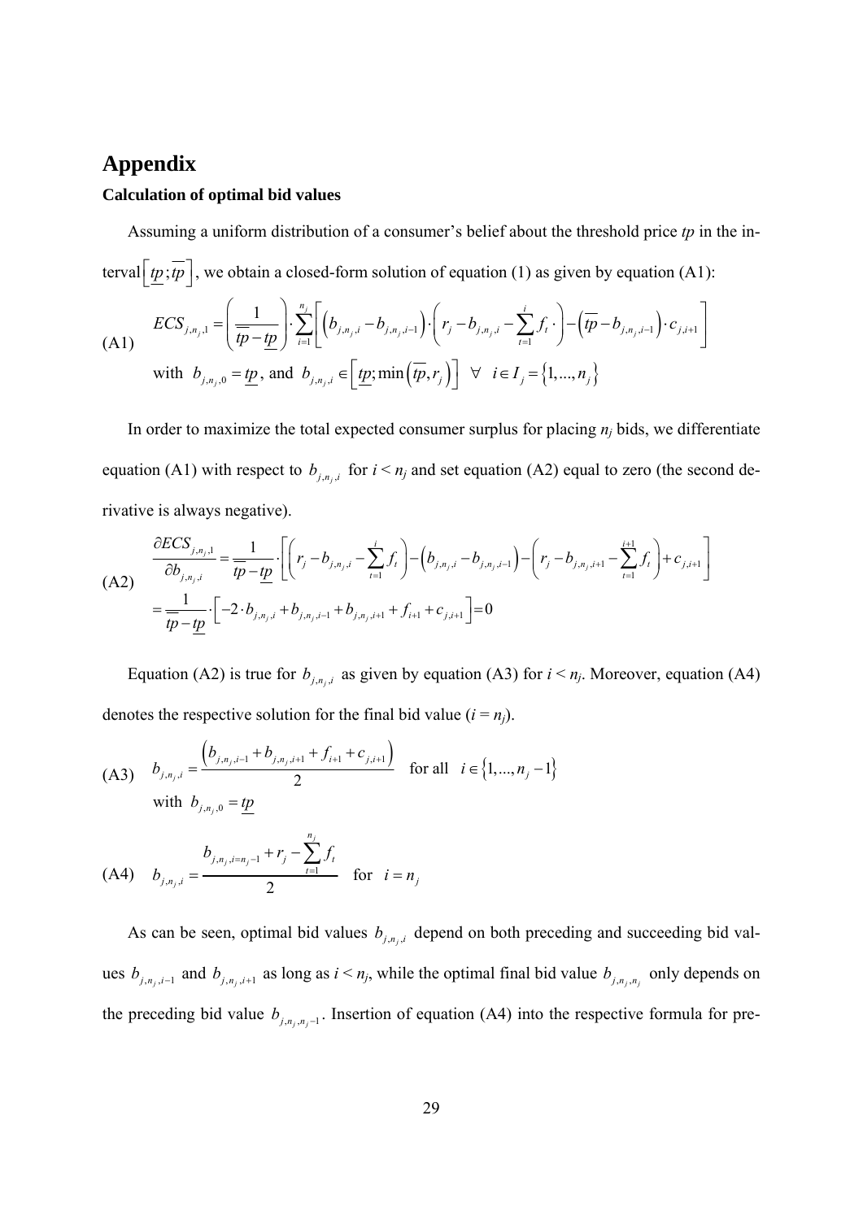# Appendix

### Calculation of optimal bid values

Assuming a uniform distribution of a consumer's belief about the threshold price *tp* in the interval $\left[\underline{tp};\overline{tp}\right]$, we obtain a closed-form solution of equation (1) as given by equation (A1):

$$
\text{(A1)} \quad ECS_{j,n_j,1} = \left(\frac{1}{\overline{tp}-\underline{tp}}\right) \cdot \sum_{i=1}^{n_j} \left[ \left(b_{j,n_j,i} - b_{j,n_j,i-1}\right) \cdot \left(r_j - b_{j,n_j,i} - \sum_{t=1}^{i} f_t \cdot \right) - \left(\overline{tp} - b_{j,n_j,i-1}\right) \cdot c_{j,i+1} \right]
$$

$$
\text{with } b_{j,n_j,0} = \underline{tp}, \text{ and } b_{j,n_j,i} \in \left[\underline{tp}; \min\left(\overline{tp}, r_j\right)\right] \quad \forall \quad i \in I_j = \{1,...,n_j\}
$$

In order to maximize the total expected consumer surplus for placing $n_j$ bids, we differentiate equation (A1) with respect to $b_{j,n_j,i}$ for $i < n_j$ and set equation (A2) equal to zero (the second derivative is always negative).

$$
\text{(A2)} \quad \frac{\partial ECS_{j,n_j,1}}{\partial b_{j,n_j,i}} = \frac{1}{\overline{tp}-\underline{tp}} \cdot \left[ \left(r_j - b_{j,n_j,i} - \sum_{t=1}^{i} f_t\right) - \left(b_{j,n_j,i} - b_{j,n_j,i-1}\right) - \left(r_j - b_{j,n_j,i+1} - \sum_{t=1}^{i+1} f_t\right) + c_{j,i+1} \right]
$$

$$
= \frac{1}{\overline{tp}-\underline{tp}} \cdot \left[ -2 \cdot b_{j,n_j,i} + b_{j,n_j,i-1} + b_{j,n_j,i+1} + f_{i+1} + c_{j,i+1} \right] = 0
$$

Equation (A2) is true for $b_{j,n_j,i}$ as given by equation (A3) for $i < n_j$. Moreover, equation (A4) denotes the respective solution for the final bid value ($i = n_j$).

$$
\text{(A3)} \quad b_{j,n_j,i} = \frac{\left(b_{j,n_j,i-1} + b_{j,n_j,i+1} + f_{i+1} + c_{j,i+1}\right)}{2} \quad \text{for all} \quad i \in \{1,...,n_j - 1\}
$$

$$
\text{with } b_{j,n_j,0} = \underline{tp}
$$

$$
\text{(A4)} \quad b_{j,n_j,i} = \frac{b_{j,n_j,i=n_j-1} + r_j - \sum_{t=1}^{n_j} f_t}{2} \quad \text{for} \quad i = n_j
$$

As can be seen, optimal bid values $b_{j,n_j,i}$ depend on both preceding and succeeding bid values $b_{j,n_j,i-1}$ and $b_{j,n_j,i+1}$ as long as $i < n_j$, while the optimal final bid value $b_{j,n_j,n_j}$ only depends on the preceding bid value $b_{j,n_j,n_j-1}$. Insertion of equation (A4) into the respective formula for pre-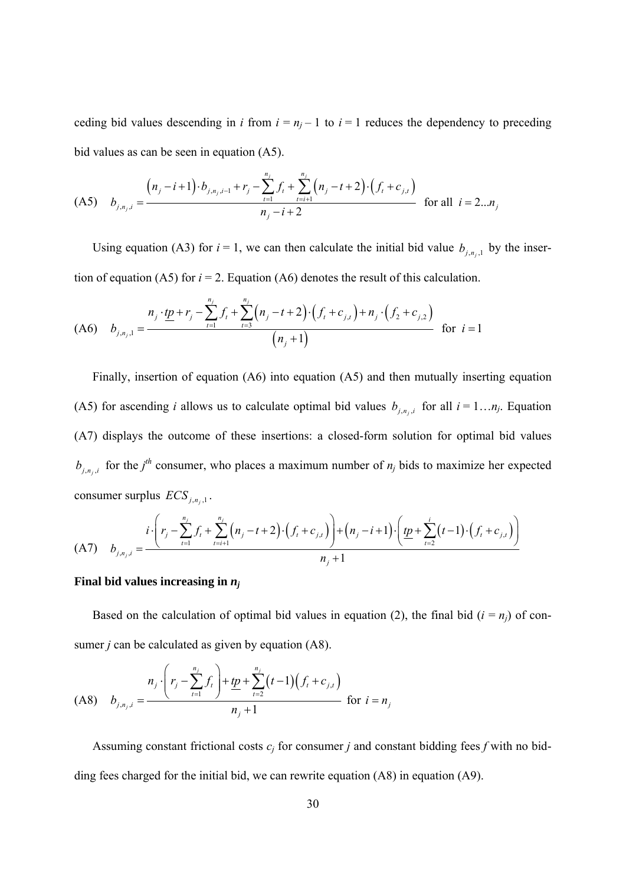ceding bid values descending in $i$ from $i = n_j - 1$ to $i = 1$ reduces the dependency to preceding bid values as can be seen in equation (A5).

$$\text{(A5)} \quad b_{j,n_j,i} = \frac{\left(n_j - i + 1\right) \cdot b_{j,n_j,i-1} + r_j - \sum_{t=1}^{n_j} f_t + \sum_{t=i+1}^{n_j} \left(n_j - t + 2\right) \cdot \left(f_t + c_{j,t}\right)}{n_j - i + 2} \quad \text{for all } i = 2 \ldots n_j$$

Using equation (A3) for $i = 1$, we can then calculate the initial bid value $b_{j,n_j,1}$ by the insertion of equation (A5) for $i = 2$. Equation (A6) denotes the result of this calculation.

$$\text{(A6)} \quad b_{j,n_j,1} = \frac{n_j \cdot \underline{tp} + r_j - \sum_{t=1}^{n_j} f_t + \sum_{t=3}^{n_j} \left(n_j - t + 2\right) \cdot \left(f_t + c_{j,t}\right) + n_j \cdot \left(f_2 + c_{j,2}\right)}{\left(n_j + 1\right)} \quad \text{for } i = 1$$

Finally, insertion of equation (A6) into equation (A5) and then mutually inserting equation (A5) for ascending $i$ allows us to calculate optimal bid values $b_{j,n_j,i}$ for all $i = 1 \ldots n_j$. Equation (A7) displays the outcome of these insertions: a closed-form solution for optimal bid values $b_{j,n_j,i}$ for the $j^{th}$ consumer, who places a maximum number of $n_j$ bids to maximize her expected consumer surplus $ECS_{j,n_j,1}$.

$$\text{(A7)} \quad b_{j,n_j,i} = \frac{i \cdot \left(r_j - \sum_{t=1}^{n_j} f_t + \sum_{t=i+1}^{n_j} \left(n_j - t + 2\right) \cdot \left(f_t + c_{j,t}\right)\right) + \left(n_j - i + 1\right) \cdot \left(\underline{tp} + \sum_{t=2}^{i} \left(t - 1\right) \cdot \left(f_t + c_{j,t}\right)\right)}{n_j + 1}$$

**Final bid values increasing in $n_j$**

Based on the calculation of optimal bid values in equation (2), the final bid ($i = n_j$) of consumer $j$ can be calculated as given by equation (A8).

$$\text{(A8)} \quad b_{j,n_j,i} = \frac{n_j \cdot \left(r_j - \sum_{t=1}^{n_j} f_t\right) + \underline{tp} + \sum_{t=2}^{n_j} \left(t - 1\right)\left(f_t + c_{j,t}\right)}{n_j + 1} \quad \text{for } i = n_j$$

Assuming constant frictional costs $c_j$ for consumer $j$ and constant bidding fees $f$ with no bidding fees charged for the initial bid, we can rewrite equation (A8) in equation (A9).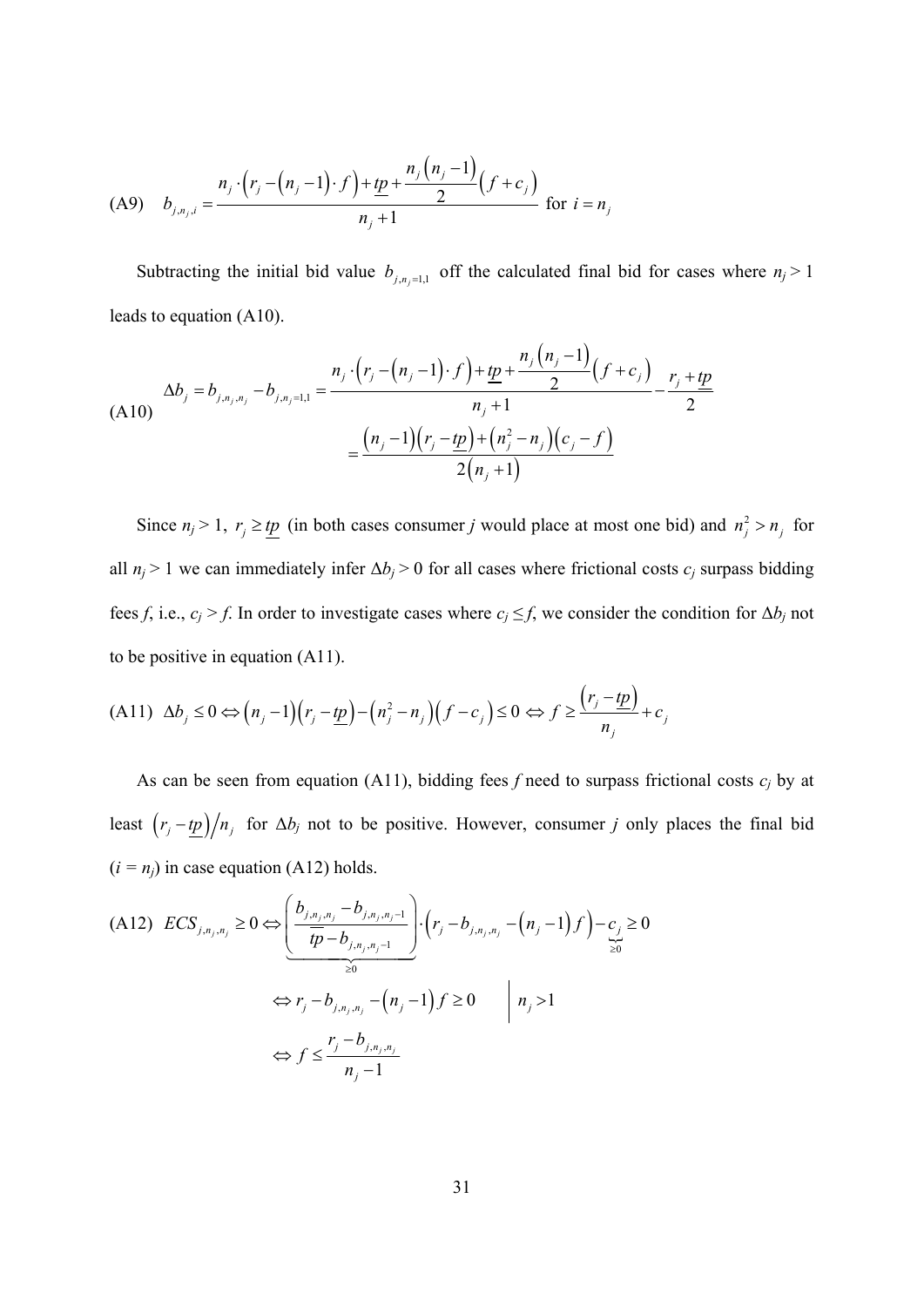$$\text{(A9)} \quad b_{j,n_j,i} = \frac{n_j \cdot \left(r_j - \left(n_j - 1\right) \cdot f\right) + \underline{tp} + \frac{n_j\left(n_j - 1\right)}{2}\left(f + c_j\right)}{n_j + 1} \text{ for } i = n_j$$

Subtracting the initial bid value $b_{j,n_j=1,1}$ off the calculated final bid for cases where $n_j > 1$ leads to equation (A10).

$$\text{(A10)} \quad \Delta b_j = b_{j,n_j,n_j} - b_{j,n_j=1,1} = \frac{n_j \cdot \left(r_j - \left(n_j - 1\right) \cdot f\right) + \underline{tp} + \frac{n_j\left(n_j - 1\right)}{2}\left(f + c_j\right)}{n_j + 1} - \frac{r_j + \underline{tp}}{2}$$
$$= \frac{\left(n_j - 1\right)\left(r_j - \underline{tp}\right) + \left(n_j^2 - n_j\right)\left(c_j - f\right)}{2\left(n_j + 1\right)}$$

Since $n_j > 1$, $r_j \geq \underline{tp}$ (in both cases consumer *j* would place at most one bid) and $n_j^2 > n_j$ for all $n_j > 1$ we can immediately infer $\Delta b_j > 0$ for all cases where frictional costs $c_j$ surpass bidding fees *f*, i.e., $c_j > f$. In order to investigate cases where $c_j \leq f$, we consider the condition for $\Delta b_j$ not to be positive in equation (A11).

$$\text{(A11)} \quad \Delta b_j \leq 0 \Leftrightarrow \left(n_j - 1\right)\left(r_j - \underline{tp}\right) - \left(n_j^2 - n_j\right)\left(f - c_j\right) \leq 0 \Leftrightarrow f \geq \frac{\left(r_j - \underline{tp}\right)}{n_j} + c_j$$

As can be seen from equation (A11), bidding fees *f* need to surpass frictional costs $c_j$ by at least $\left(r_j - \underline{tp}\right)/n_j$ for $\Delta b_j$ not to be positive. However, consumer *j* only places the final bid ($i = n_j$) in case equation (A12) holds.

$$\text{(A12)} \quad ECS_{j,n_j,n_j} \geq 0 \Leftrightarrow \underbrace{\left(\frac{b_{j,n_j,n_j} - b_{j,n_j,n_j-1}}{\overline{tp} - b_{j,n_j,n_j-1}}\right)}_{\geq 0} \cdot \left(r_j - b_{j,n_j,n_j} - \left(n_j - 1\right)f\right) - \underbrace{c_j}_{\geq 0} \geq 0$$
$$\Leftrightarrow r_j - b_{j,n_j,n_j} - \left(n_j - 1\right)f \geq 0 \qquad \Big|\; n_j > 1$$
$$\Leftrightarrow f \leq \frac{r_j - b_{j,n_j,n_j}}{n_j - 1}$$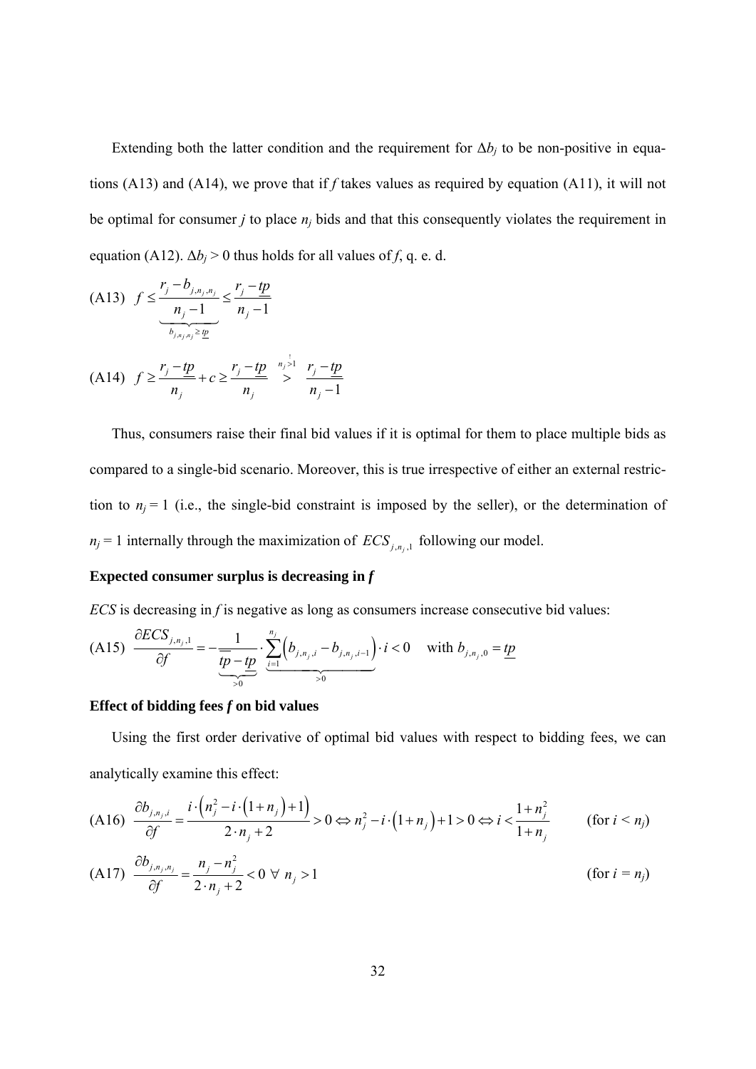Extending both the latter condition and the requirement for $\Delta b_j$ to be non-positive in equations (A13) and (A14), we prove that if $f$ takes values as required by equation (A11), it will not be optimal for consumer $j$ to place $n_j$ bids and that this consequently violates the requirement in equation (A12). $\Delta b_j > 0$ thus holds for all values of $f$, q. e. d.

$$\text{(A13)} \quad f \leq \underbrace{\frac{r_j - b_{j,n_j,n_j}}{n_j - 1}}_{b_{j,n_j,n_j} \geq \underline{tp}} \leq \frac{r_j - \underline{tp}}{n_j - 1}$$

$$\text{(A14)} \quad f \geq \frac{r_j - \underline{tp}}{n_j} + c \geq \frac{r_j - \underline{tp}}{n_j} \overset{n_j \overset{!}{>} 1}{>} \frac{r_j - \underline{tp}}{n_j - 1}$$

Thus, consumers raise their final bid values if it is optimal for them to place multiple bids as compared to a single-bid scenario. Moreover, this is true irrespective of either an external restriction to $n_j = 1$ (i.e., the single-bid constraint is imposed by the seller), or the determination of $n_j = 1$ internally through the maximization of $ECS_{j,n_j,1}$ following our model.

**Expected consumer surplus is decreasing in *f***

*ECS* is decreasing in $f$ is negative as long as consumers increase consecutive bid values:

$$\text{(A15)} \quad \frac{\partial ECS_{j,n_j,1}}{\partial f} = -\underbrace{\frac{1}{\overline{tp} - \underline{tp}}}_{>0} \cdot \underbrace{\sum_{i=1}^{n_j} \left( b_{j,n_j,i} - b_{j,n_j,i-1} \right)}_{>0} \cdot i < 0 \quad \text{with } b_{j,n_j,0} = \underline{tp}$$

**Effect of bidding fees *f* on bid values**

Using the first order derivative of optimal bid values with respect to bidding fees, we can analytically examine this effect:

$$\text{(A16)} \quad \frac{\partial b_{j,n_j,i}}{\partial f} = \frac{i \cdot \left( n_j^2 - i \cdot \left(1 + n_j\right) + 1 \right)}{2 \cdot n_j + 2} > 0 \Leftrightarrow n_j^2 - i \cdot \left(1 + n_j\right) + 1 > 0 \Leftrightarrow i < \frac{1 + n_j^2}{1 + n_j} \qquad \text{(for } i < n_j\text{)}$$

$$\text{(A17)} \quad \frac{\partial b_{j,n_j,n_j}}{\partial f} = \frac{n_j - n_j^2}{2 \cdot n_j + 2} < 0 \;\forall\; n_j > 1 \qquad \text{(for } i = n_j\text{)}$$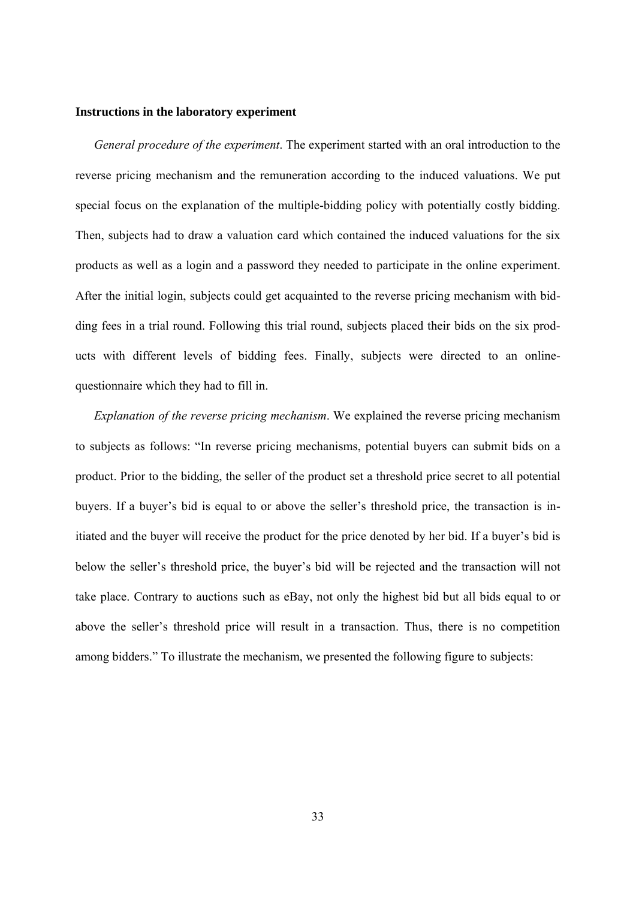**Instructions in the laboratory experiment**

*General procedure of the experiment*. The experiment started with an oral introduction to the reverse pricing mechanism and the remuneration according to the induced valuations. We put special focus on the explanation of the multiple-bidding policy with potentially costly bidding. Then, subjects had to draw a valuation card which contained the induced valuations for the six products as well as a login and a password they needed to participate in the online experiment. After the initial login, subjects could get acquainted to the reverse pricing mechanism with bidding fees in a trial round. Following this trial round, subjects placed their bids on the six products with different levels of bidding fees. Finally, subjects were directed to an online-questionnaire which they had to fill in.

*Explanation of the reverse pricing mechanism*. We explained the reverse pricing mechanism to subjects as follows: "In reverse pricing mechanisms, potential buyers can submit bids on a product. Prior to the bidding, the seller of the product set a threshold price secret to all potential buyers. If a buyer's bid is equal to or above the seller's threshold price, the transaction is initiated and the buyer will receive the product for the price denoted by her bid. If a buyer's bid is below the seller's threshold price, the buyer's bid will be rejected and the transaction will not take place. Contrary to auctions such as eBay, not only the highest bid but all bids equal to or above the seller's threshold price will result in a transaction. Thus, there is no competition among bidders." To illustrate the mechanism, we presented the following figure to subjects: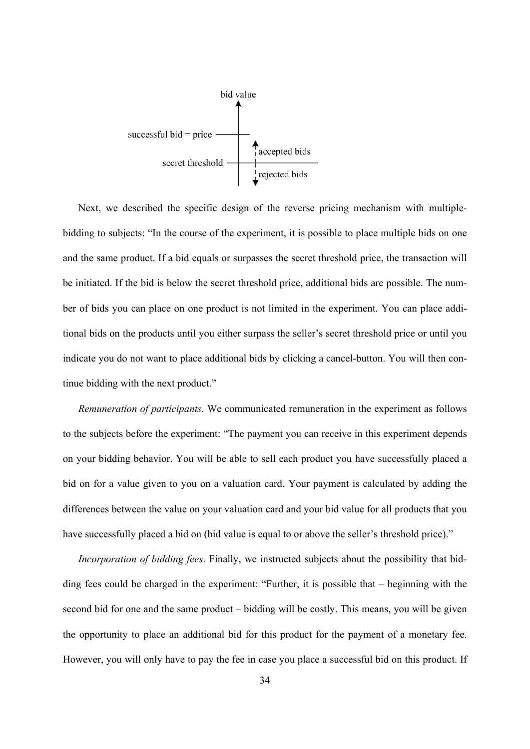bid value

successful bid = price

accepted bids

secret threshold

rejected bids

Next, we described the specific design of the reverse pricing mechanism with multiple-bidding to subjects: "In the course of the experiment, it is possible to place multiple bids on one and the same product. If a bid equals or surpasses the secret threshold price, the transaction will be initiated. If the bid is below the secret threshold price, additional bids are possible. The number of bids you can place on one product is not limited in the experiment. You can place additional bids on the products until you either surpass the seller's secret threshold price or until you indicate you do not want to place additional bids by clicking a cancel-button. You will then continue bidding with the next product."

*Remuneration of participants*. We communicated remuneration in the experiment as follows to the subjects before the experiment: "The payment you can receive in this experiment depends on your bidding behavior. You will be able to sell each product you have successfully placed a bid on for a value given to you on a valuation card. Your payment is calculated by adding the differences between the value on your valuation card and your bid value for all products that you have successfully placed a bid on (bid value is equal to or above the seller's threshold price)."

*Incorporation of bidding fees*. Finally, we instructed subjects about the possibility that bidding fees could be charged in the experiment: "Further, it is possible that – beginning with the second bid for one and the same product – bidding will be costly. This means, you will be given the opportunity to place an additional bid for this product for the payment of a monetary fee. However, you will only have to pay the fee in case you place a successful bid on this product. If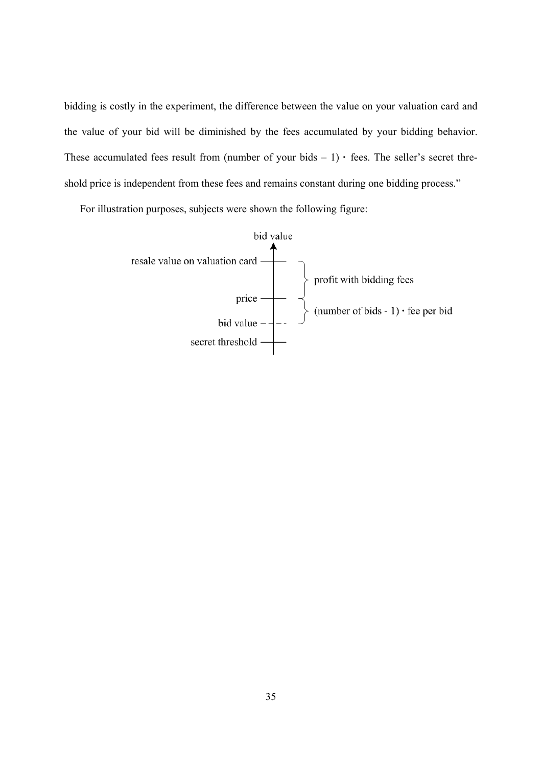bidding is costly in the experiment, the difference between the value on your valuation card and the value of your bid will be diminished by the fees accumulated by your bidding behavior. These accumulated fees result from (number of your bids – 1) · fees. The seller's secret threshold price is independent from these fees and remains constant during one bidding process."

For illustration purposes, subjects were shown the following figure:

bid value

resale value on valuation card — profit with bidding fees

price — (number of bids - 1) · fee per bid

bid value

secret threshold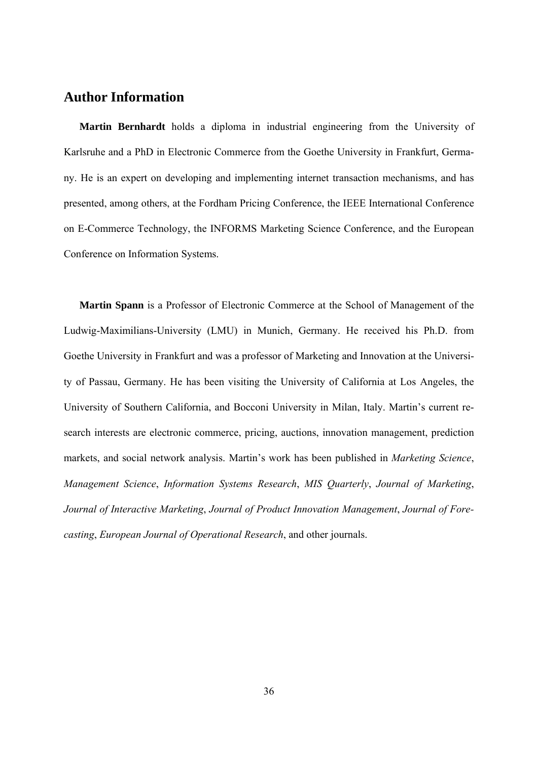## Author Information

**Martin Bernhardt** holds a diploma in industrial engineering from the University of Karlsruhe and a PhD in Electronic Commerce from the Goethe University in Frankfurt, Germany. He is an expert on developing and implementing internet transaction mechanisms, and has presented, among others, at the Fordham Pricing Conference, the IEEE International Conference on E-Commerce Technology, the INFORMS Marketing Science Conference, and the European Conference on Information Systems.

**Martin Spann** is a Professor of Electronic Commerce at the School of Management of the Ludwig-Maximilians-University (LMU) in Munich, Germany. He received his Ph.D. from Goethe University in Frankfurt and was a professor of Marketing and Innovation at the University of Passau, Germany. He has been visiting the University of California at Los Angeles, the University of Southern California, and Bocconi University in Milan, Italy. Martin's current research interests are electronic commerce, pricing, auctions, innovation management, prediction markets, and social network analysis. Martin's work has been published in *Marketing Science*, *Management Science*, *Information Systems Research*, *MIS Quarterly*, *Journal of Marketing*, *Journal of Interactive Marketing*, *Journal of Product Innovation Management*, *Journal of Forecasting*, *European Journal of Operational Research*, and other journals.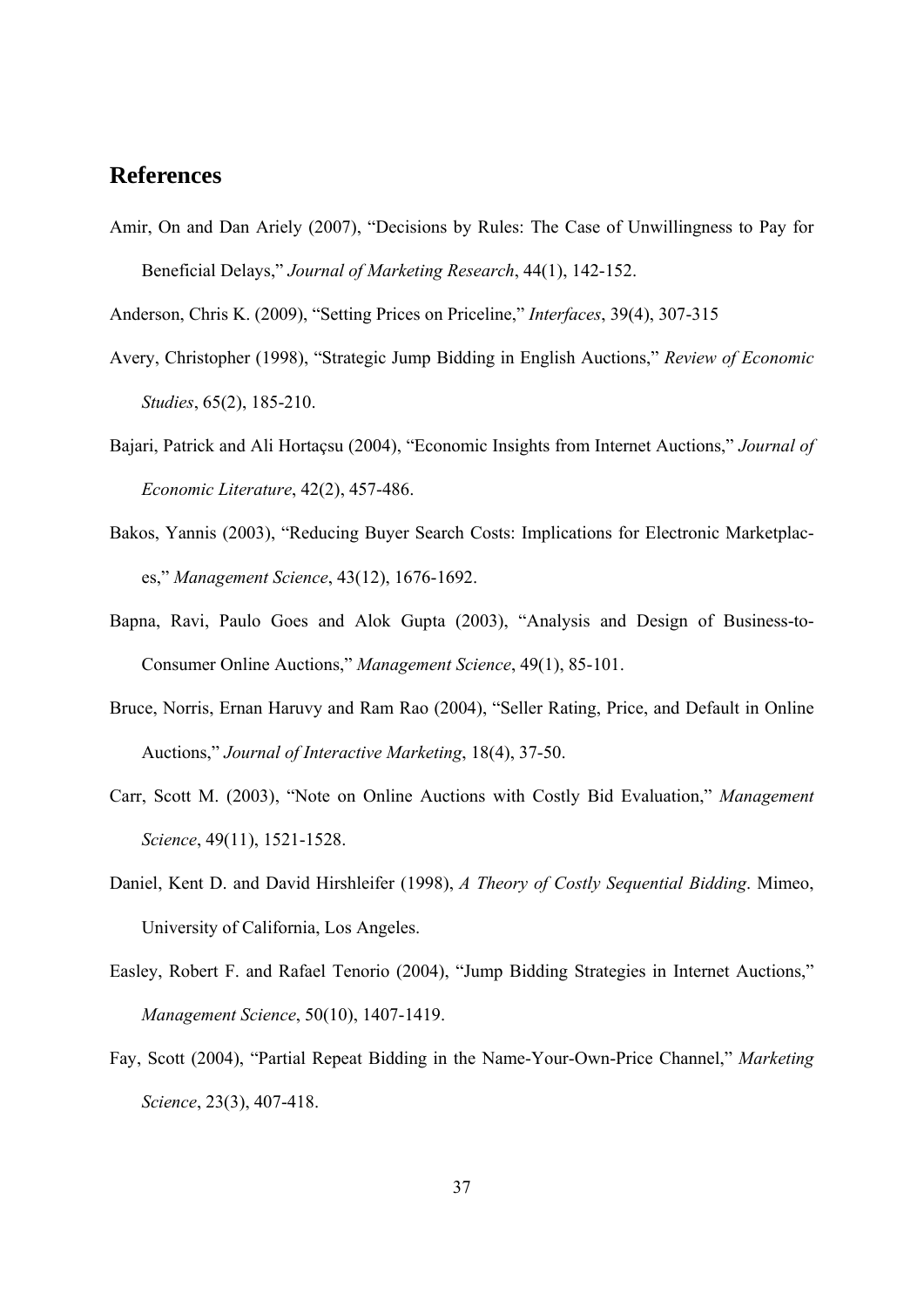## References

Amir, On and Dan Ariely (2007), "Decisions by Rules: The Case of Unwillingness to Pay for Beneficial Delays," *Journal of Marketing Research*, 44(1), 142-152.

Anderson, Chris K. (2009), "Setting Prices on Priceline," *Interfaces*, 39(4), 307-315

Avery, Christopher (1998), "Strategic Jump Bidding in English Auctions," *Review of Economic Studies*, 65(2), 185-210.

Bajari, Patrick and Ali Hortaçsu (2004), "Economic Insights from Internet Auctions," *Journal of Economic Literature*, 42(2), 457-486.

Bakos, Yannis (2003), "Reducing Buyer Search Costs: Implications for Electronic Marketplaces," *Management Science*, 43(12), 1676-1692.

Bapna, Ravi, Paulo Goes and Alok Gupta (2003), "Analysis and Design of Business-to-Consumer Online Auctions," *Management Science*, 49(1), 85-101.

Bruce, Norris, Ernan Haruvy and Ram Rao (2004), "Seller Rating, Price, and Default in Online Auctions," *Journal of Interactive Marketing*, 18(4), 37-50.

Carr, Scott M. (2003), "Note on Online Auctions with Costly Bid Evaluation," *Management Science*, 49(11), 1521-1528.

Daniel, Kent D. and David Hirshleifer (1998), *A Theory of Costly Sequential Bidding*. Mimeo, University of California, Los Angeles.

Easley, Robert F. and Rafael Tenorio (2004), "Jump Bidding Strategies in Internet Auctions," *Management Science*, 50(10), 1407-1419.

Fay, Scott (2004), "Partial Repeat Bidding in the Name-Your-Own-Price Channel," *Marketing Science*, 23(3), 407-418.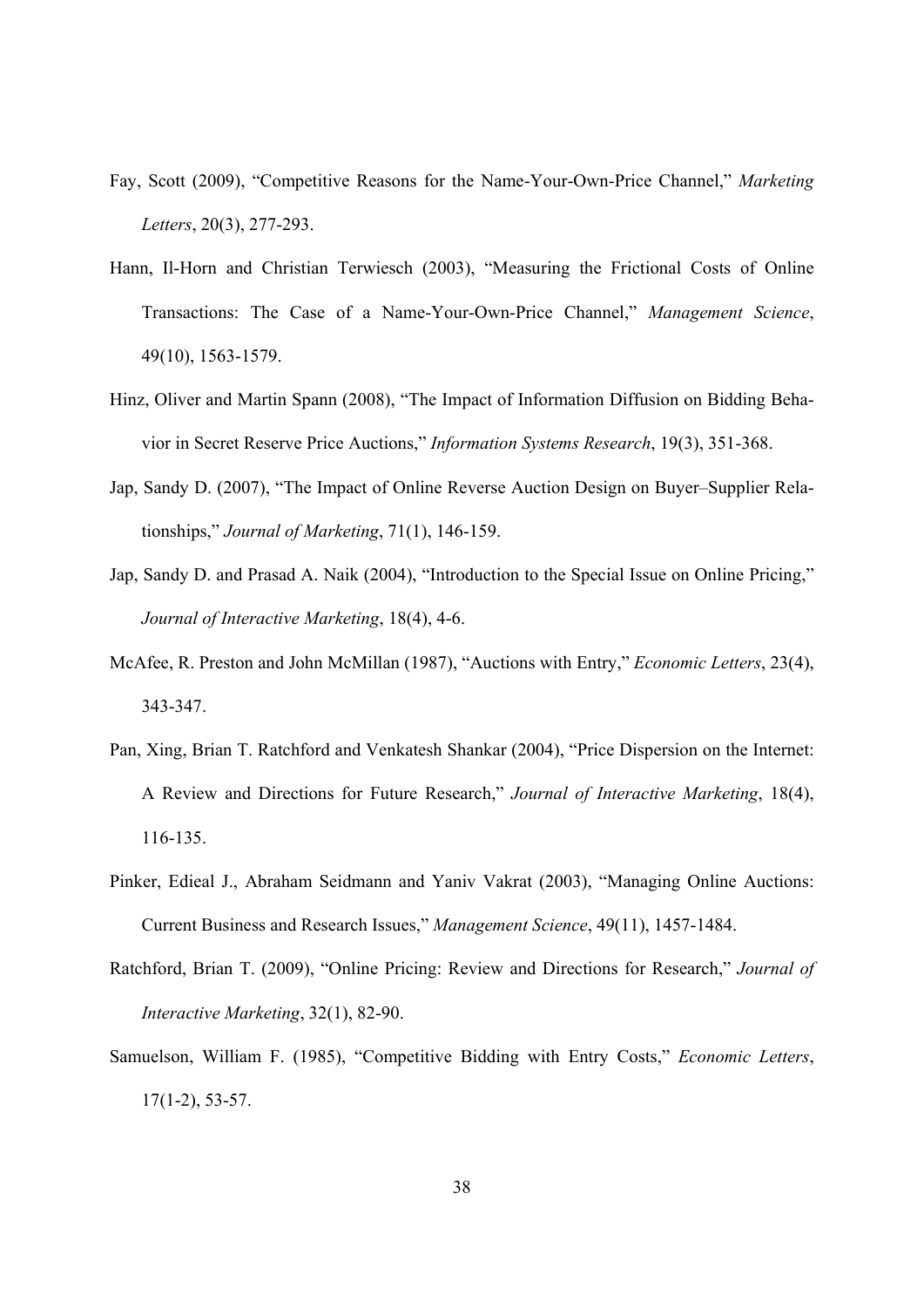Fay, Scott (2009), "Competitive Reasons for the Name-Your-Own-Price Channel," *Marketing Letters*, 20(3), 277-293.

Hann, Il-Horn and Christian Terwiesch (2003), "Measuring the Frictional Costs of Online Transactions: The Case of a Name-Your-Own-Price Channel," *Management Science*, 49(10), 1563-1579.

Hinz, Oliver and Martin Spann (2008), "The Impact of Information Diffusion on Bidding Behavior in Secret Reserve Price Auctions," *Information Systems Research*, 19(3), 351-368.

Jap, Sandy D. (2007), "The Impact of Online Reverse Auction Design on Buyer–Supplier Relationships," *Journal of Marketing*, 71(1), 146-159.

Jap, Sandy D. and Prasad A. Naik (2004), "Introduction to the Special Issue on Online Pricing," *Journal of Interactive Marketing*, 18(4), 4-6.

McAfee, R. Preston and John McMillan (1987), "Auctions with Entry," *Economic Letters*, 23(4), 343-347.

Pan, Xing, Brian T. Ratchford and Venkatesh Shankar (2004), "Price Dispersion on the Internet: A Review and Directions for Future Research," *Journal of Interactive Marketing*, 18(4), 116-135.

Pinker, Edieal J., Abraham Seidmann and Yaniv Vakrat (2003), "Managing Online Auctions: Current Business and Research Issues," *Management Science*, 49(11), 1457-1484.

Ratchford, Brian T. (2009), "Online Pricing: Review and Directions for Research," *Journal of Interactive Marketing*, 32(1), 82-90.

Samuelson, William F. (1985), "Competitive Bidding with Entry Costs," *Economic Letters*, 17(1-2), 53-57.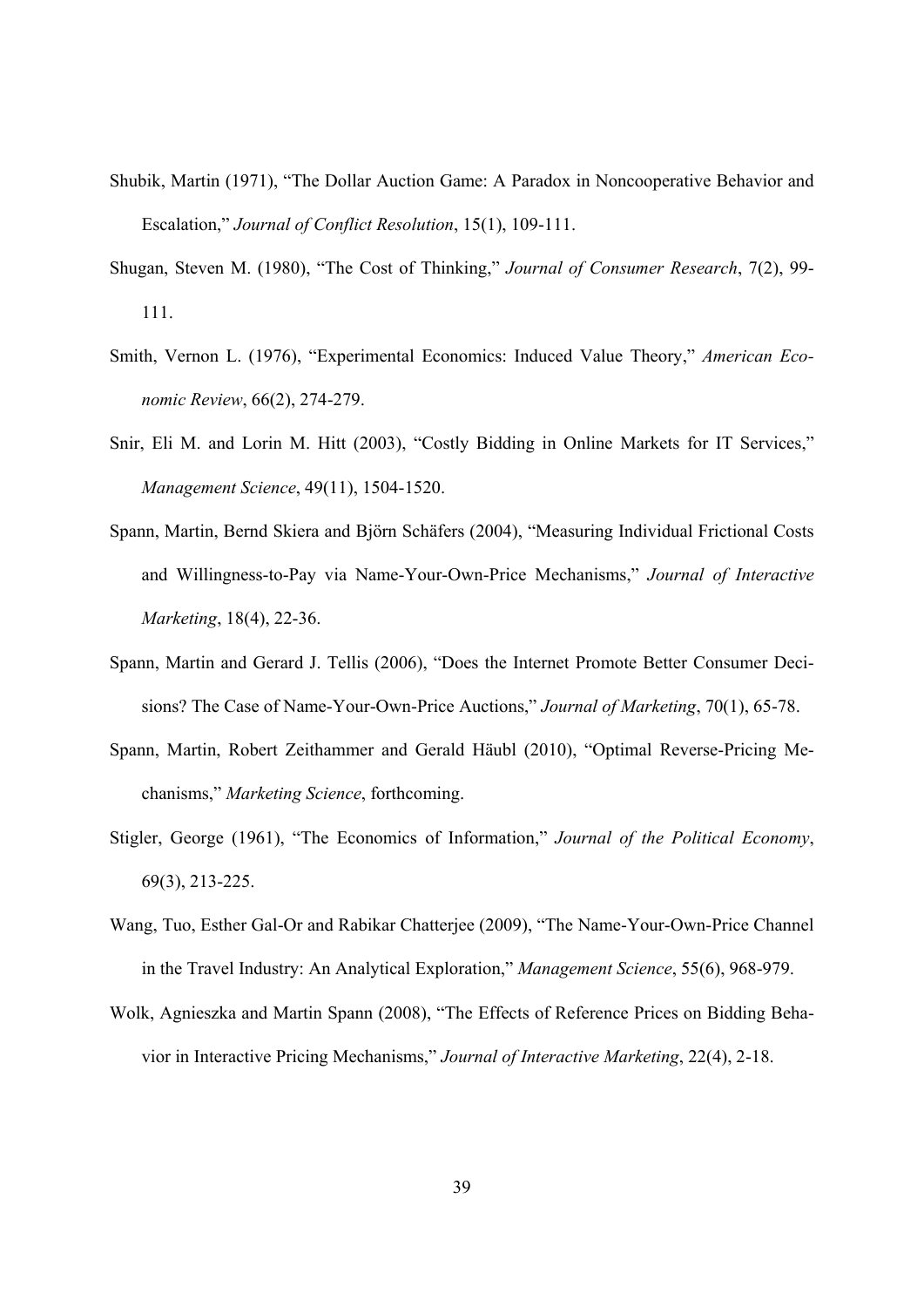Shubik, Martin (1971), "The Dollar Auction Game: A Paradox in Noncooperative Behavior and Escalation," *Journal of Conflict Resolution*, 15(1), 109-111.

Shugan, Steven M. (1980), "The Cost of Thinking," *Journal of Consumer Research*, 7(2), 99-111.

Smith, Vernon L. (1976), "Experimental Economics: Induced Value Theory," *American Economic Review*, 66(2), 274-279.

Snir, Eli M. and Lorin M. Hitt (2003), "Costly Bidding in Online Markets for IT Services," *Management Science*, 49(11), 1504-1520.

Spann, Martin, Bernd Skiera and Björn Schäfers (2004), "Measuring Individual Frictional Costs and Willingness-to-Pay via Name-Your-Own-Price Mechanisms," *Journal of Interactive Marketing*, 18(4), 22-36.

Spann, Martin and Gerard J. Tellis (2006), "Does the Internet Promote Better Consumer Decisions? The Case of Name-Your-Own-Price Auctions," *Journal of Marketing*, 70(1), 65-78.

Spann, Martin, Robert Zeithammer and Gerald Häubl (2010), "Optimal Reverse-Pricing Mechanisms," *Marketing Science*, forthcoming.

Stigler, George (1961), "The Economics of Information," *Journal of the Political Economy*, 69(3), 213-225.

Wang, Tuo, Esther Gal-Or and Rabikar Chatterjee (2009), "The Name-Your-Own-Price Channel in the Travel Industry: An Analytical Exploration," *Management Science*, 55(6), 968-979.

Wolk, Agnieszka and Martin Spann (2008), "The Effects of Reference Prices on Bidding Behavior in Interactive Pricing Mechanisms," *Journal of Interactive Marketing*, 22(4), 2-18.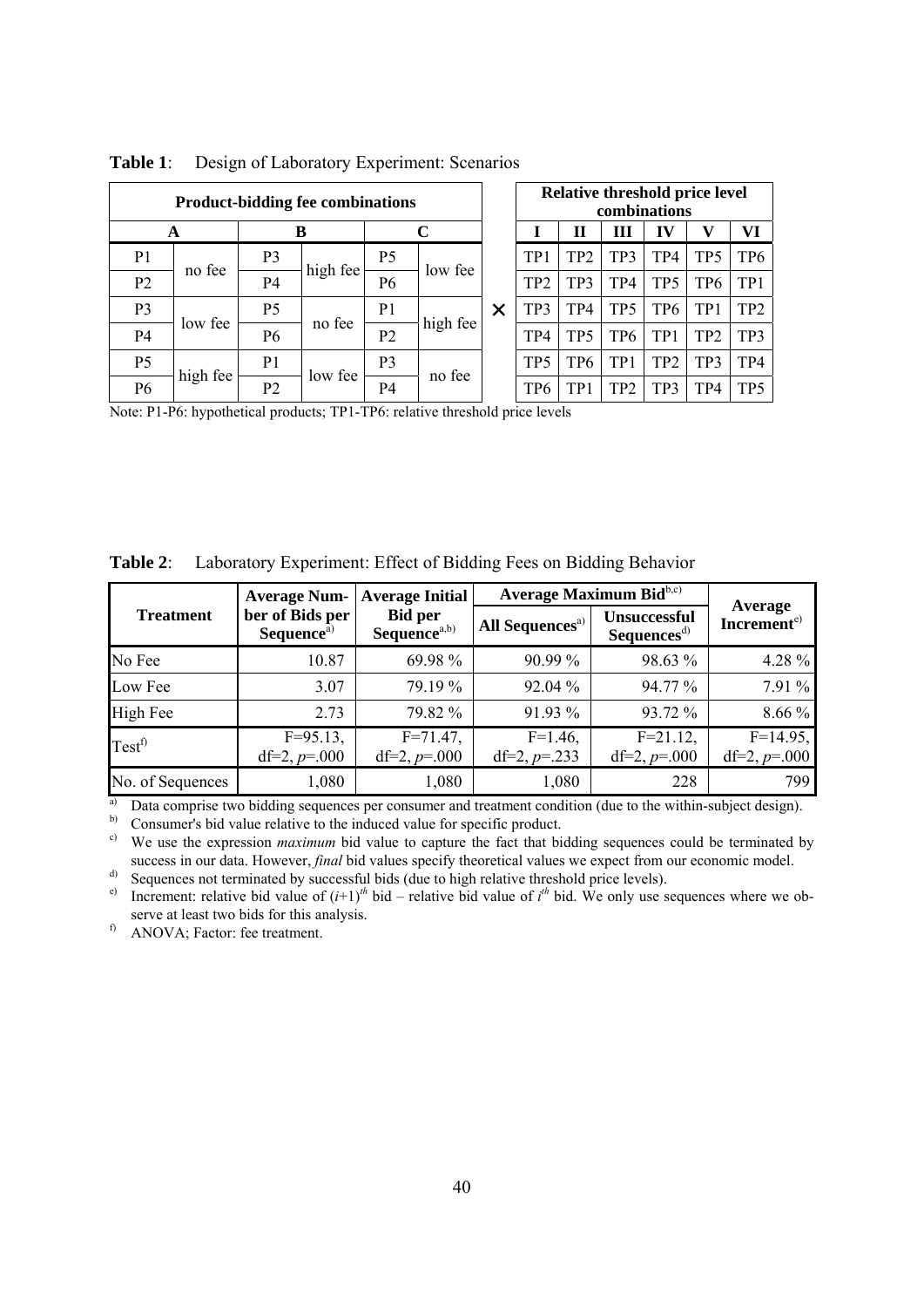**Table 1**: Design of Laboratory Experiment: Scenarios

| Product-bidding fee combinations | | | | | | | Relative threshold price level combinations | | | | | |
|---|---|---|---|---|---|---|---|---|---|---|---|---|
| A | | B | | C | | | I | II | III | IV | V | VI |
| P1 | no fee | P3 | high fee | P5 | low fee | × | TP1 | TP2 | TP3 | TP4 | TP5 | TP6 |
| P2 | | P4 | | P6 | | | TP2 | TP3 | TP4 | TP5 | TP6 | TP1 |
| P3 | low fee | P5 | no fee | P1 | high fee | | TP3 | TP4 | TP5 | TP6 | TP1 | TP2 |
| P4 | | P6 | | P2 | | | TP4 | TP5 | TP6 | TP1 | TP2 | TP3 |
| P5 | high fee | P1 | low fee | P3 | no fee | | TP5 | TP6 | TP1 | TP2 | TP3 | TP4 |
| P6 | | P2 | | P4 | | | TP6 | TP1 | TP2 | TP3 | TP4 | TP5 |

Note: P1-P6: hypothetical products; TP1-TP6: relative threshold price levels

**Table 2**: Laboratory Experiment: Effect of Bidding Fees on Bidding Behavior

| Treatment | Average Number of Bids per Sequence[a)] | Average Initial Bid per Sequence[a,b)] | Average Maximum Bid[b,c)] | | Average Increment[e)] |
|---|---|---|---|---|---|
| | | | All Sequences[a)] | Unsuccessful Sequences[d)] | |
| No Fee | 10.87 | 69.98 % | 90.99 % | 98.63 % | 4.28 % |
| Low Fee | 3.07 | 79.19 % | 92.04 % | 94.77 % | 7.91 % |
| High Fee | 2.73 | 79.82 % | 91.93 % | 93.72 % | 8.66 % |
| Test[f)] | $F=95.13$, $df=2$, $p=.000$ | $F=71.47$, $df=2$, $p=.000$ | $F=1.46$, $df=2$, $p=.233$ | $F=21.12$, $df=2$, $p=.000$ | $F=14.95$, $df=2$, $p=.000$ |
| No. of Sequences | 1,080 | 1,080 | 1,080 | 228 | 799 |

a) Data comprise two bidding sequences per consumer and treatment condition (due to the within-subject design).

b) Consumer's bid value relative to the induced value for specific product.

c) We use the expression *maximum* bid value to capture the fact that bidding sequences could be terminated by success in our data. However, *final* bid values specify theoretical values we expect from our economic model.

d) Sequences not terminated by successful bids (due to high relative threshold price levels).

e) Increment: relative bid value of $(i+1)^{th}$ bid – relative bid value of $i^{th}$ bid. We only use sequences where we observe at least two bids for this analysis.

f) ANOVA; Factor: fee treatment.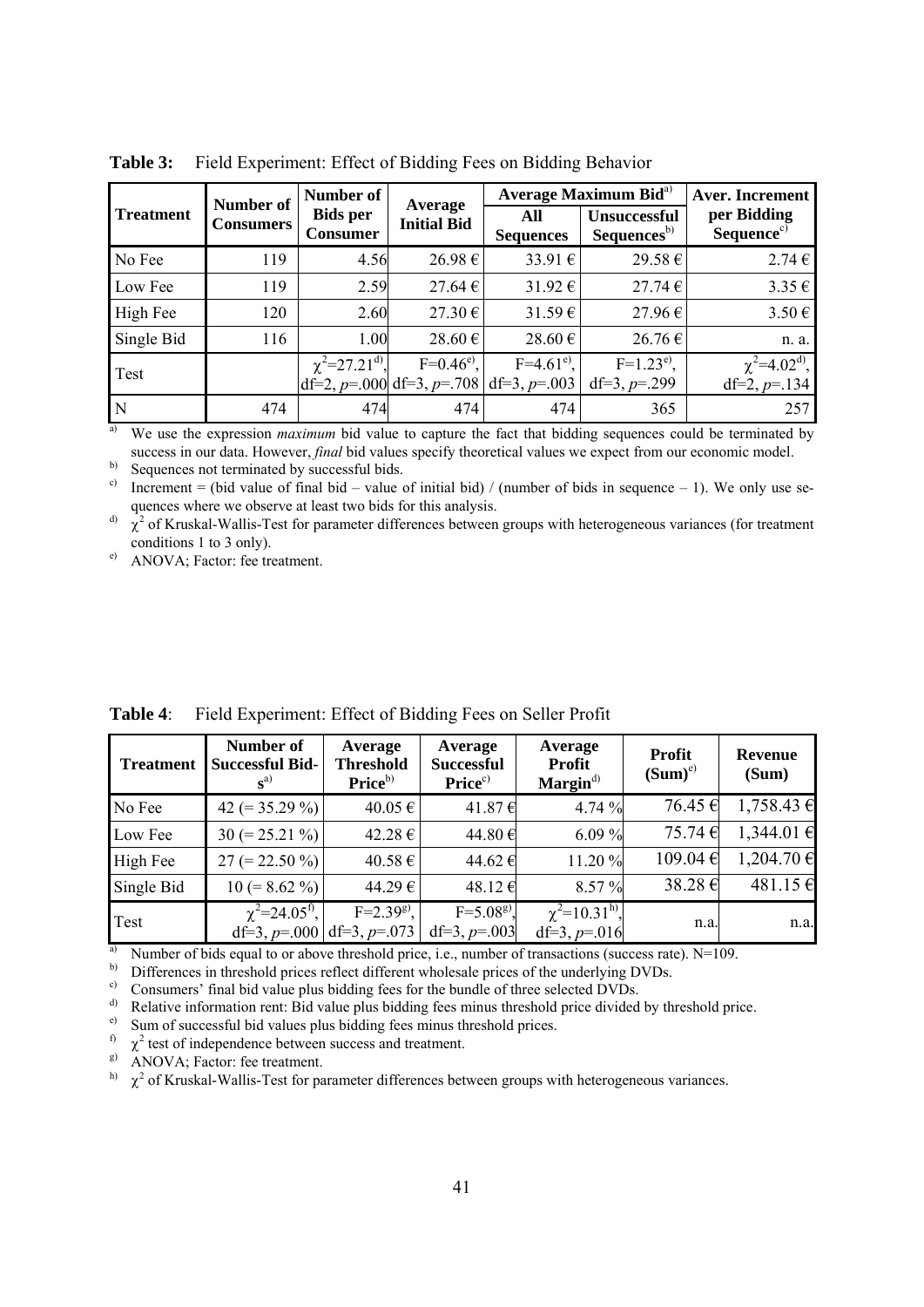**Table 3:** Field Experiment: Effect of Bidding Fees on Bidding Behavior

| Treatment | Number of Consumers | Number of Bids per Consumer | Average Initial Bid | Average Maximum Bid[a)] | | Aver. Increment per Bidding Sequence[c)] |
|---|---|---|---|---|---|---|
| | | | | All Sequences | Unsuccessful Sequences[b)] | |
| No Fee | 119 | 4.56 | 26.98 € | 33.91 € | 29.58 € | 2.74 € |
| Low Fee | 119 | 2.59 | 27.64 € | 31.92 € | 27.74 € | 3.35 € |
| High Fee | 120 | 2.60 | 27.30 € | 31.59 € | 27.96 € | 3.50 € |
| Single Bid | 116 | 1.00 | 28.60 € | 28.60 € | 26.76 € | n. a. |
| Test | | $\chi^2$=27.21[d)], df=2, $p$=.000 | F=0.46[e)], df=3, $p$=.708 | F=4.61[e)], df=3, $p$=.003 | F=1.23[e)], df=3, $p$=.299 | $\chi^2$=4.02[d)], df=2, $p$=.134 |
| N | 474 | 474 | 474 | 474 | 365 | 257 |

a) We use the expression *maximum* bid value to capture the fact that bidding sequences could be terminated by success in our data. However, *final* bid values specify theoretical values we expect from our economic model.

b) Sequences not terminated by successful bids.

c) Increment = (bid value of final bid – value of initial bid) / (number of bids in sequence – 1). We only use sequences where we observe at least two bids for this analysis.

d) $\chi^2$ of Kruskal-Wallis-Test for parameter differences between groups with heterogeneous variances (for treatment conditions 1 to 3 only).

e) ANOVA; Factor: fee treatment.

**Table 4**: Field Experiment: Effect of Bidding Fees on Seller Profit

| Treatment | Number of Successful Bids[a)] | Average Threshold Price[b)] | Average Successful Price[c)] | Average Profit Margin[d)] | Profit (Sum)[e)] | Revenue (Sum) |
|---|---|---|---|---|---|---|
| No Fee | 42 (= 35.29 %) | 40.05 € | 41.87 € | 4.74 % | 76.45 € | 1,758.43 € |
| Low Fee | 30 (= 25.21 %) | 42.28 € | 44.80 € | 6.09 % | 75.74 € | 1,344.01 € |
| High Fee | 27 (= 22.50 %) | 40.58 € | 44.62 € | 11.20 % | 109.04 € | 1,204.70 € |
| Single Bid | 10 (= 8.62 %) | 44.29 € | 48.12 € | 8.57 % | 38.28 € | 481.15 € |
| Test | $\chi^2$=24.05[f)], df=3, $p$=.000 | F=2.39[g)], df=3, $p$=.073 | F=5.08[g)], df=3, $p$=.003 | $\chi^2$=10.31[h)], df=3, $p$=.016 | n.a. | n.a. |

a) Number of bids equal to or above threshold price, i.e., number of transactions (success rate). N=109.

b) Differences in threshold prices reflect different wholesale prices of the underlying DVDs.

c) Consumers' final bid value plus bidding fees for the bundle of three selected DVDs.

d) Relative information rent: Bid value plus bidding fees minus threshold price divided by threshold price.

e) Sum of successful bid values plus bidding fees minus threshold prices.

f) $\chi^2$ test of independence between success and treatment.

g) ANOVA; Factor: fee treatment.

h) $\chi^2$ of Kruskal-Wallis-Test for parameter differences between groups with heterogeneous variances.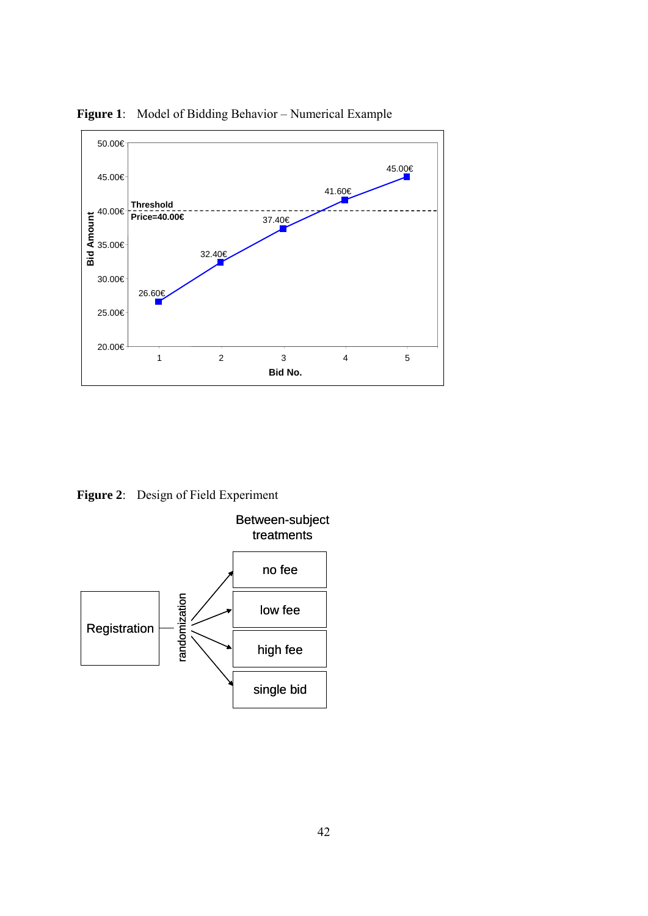**Figure 1**: Model of Bidding Behavior – Numerical Example

**Figure 2**: Design of Field Experiment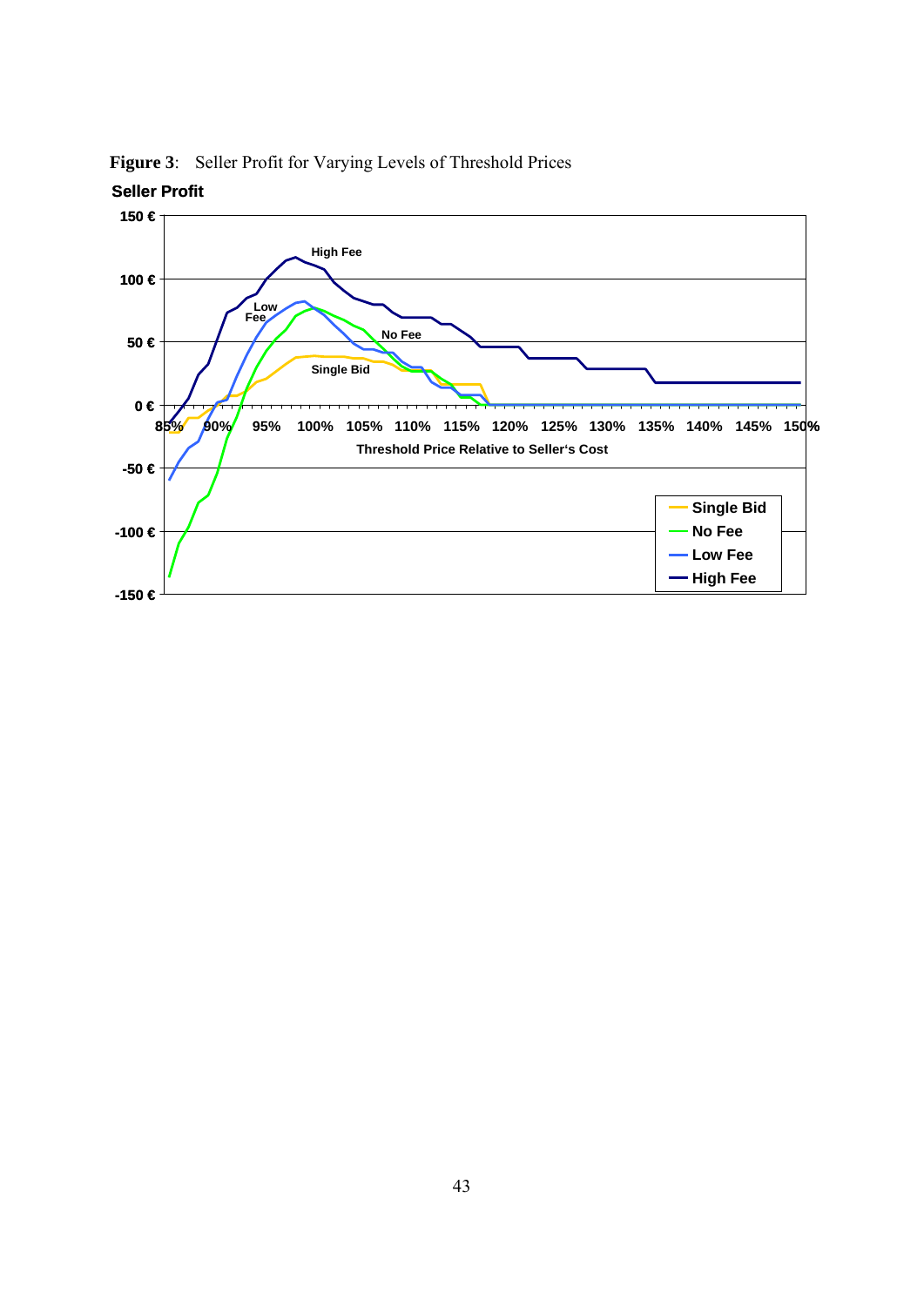**Figure 3**: Seller Profit for Varying Levels of Threshold Prices

Seller Profit

150 €
100 €
50 €
0 €
-50 €
-100 €
-150 €

85% 90% 95% 100% 105% 110% 115% 120% 125% 130% 135% 140% 145% 150%

Threshold Price Relative to Seller's Cost

High Fee

Low Fee

No Fee

Single Bid

Single Bid
No Fee
Low Fee
High Fee